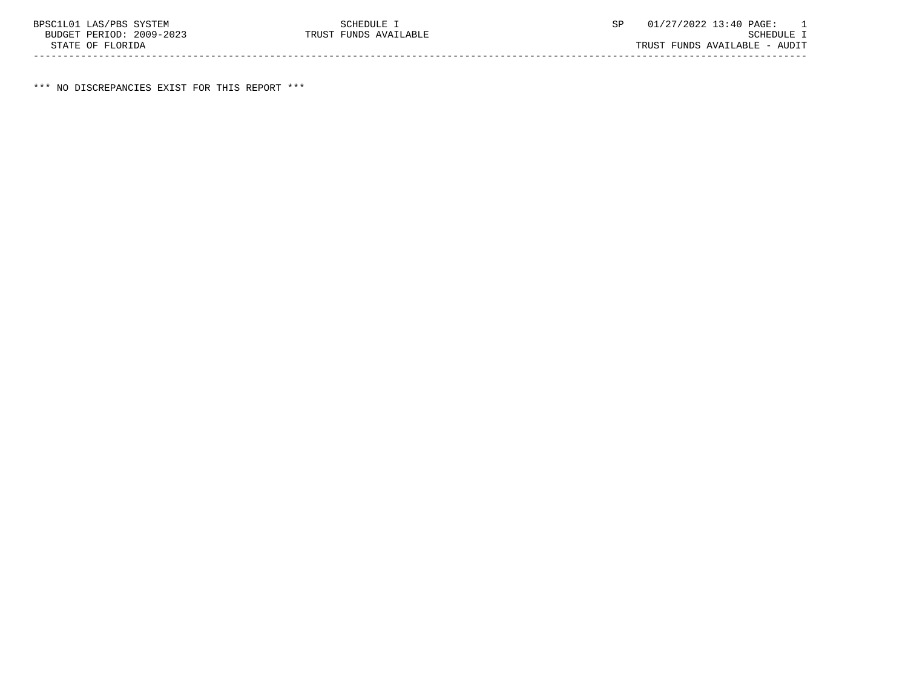BPSC1L01 LAS/PBS SYSTEM SCHEDULE I SP 01/27/2022 13:40 PAGE: 1
BUDGET PERIOD: 2009-2023 TRUST FUNDS AVAILABLE SCHEDULE I
STATE OF FLORIDA TRUST FUNDS AVAILABLE - AUDIT

*** NO DISCREPANCIES EXIST FOR THIS REPORT ***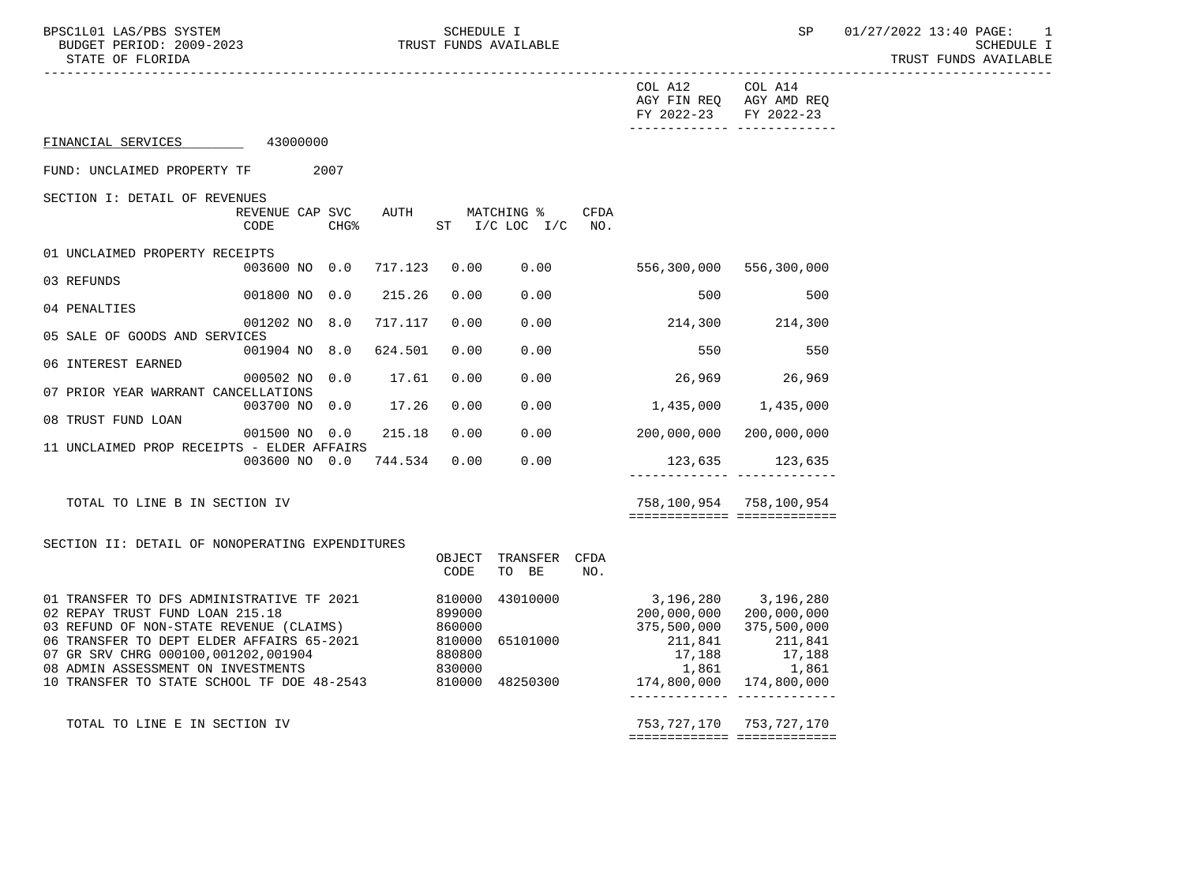BPSC1L01 LAS/PBS SYSTEM
BUDGET PERIOD: 2009-2023
STATE OF FLORIDA

SCHEDULE I
TRUST FUNDS AVAILABLE

SP 01/27/2022 13:40

SCHEDULE I
TRUST FUNDS AVAILABLE

FINANCIAL SERVICES 43000000

FUND: UNCLAIMED PROPERTY TF 2007

## SECTION I: DETAIL OF REVENUES

| | REVENUE CODE | CAP | SVC CHG% | AUTH | MATCHING % ST | I/C LOC I/C | CFDA NO. | COL A12 AGY FIN REQ FY 2022-23 | COL A14 AGY AMD REQ FY 2022-23 |
|---|---|---|---|---|---|---|---|---|---|
| 01 UNCLAIMED PROPERTY RECEIPTS | 003600 | NO | 0.0 | 717.123 | 0.00 | 0.00 | | 556,300,000 | 556,300,000 |
| 03 REFUNDS | 001800 | NO | 0.0 | 215.26 | 0.00 | 0.00 | | 500 | 500 |
| 04 PENALTIES | 001202 | NO | 8.0 | 717.117 | 0.00 | 0.00 | | 214,300 | 214,300 |
| 05 SALE OF GOODS AND SERVICES | 001904 | NO | 8.0 | 624.501 | 0.00 | 0.00 | | 550 | 550 |
| 06 INTEREST EARNED | 000502 | NO | 0.0 | 17.61 | 0.00 | 0.00 | | 26,969 | 26,969 |
| 07 PRIOR YEAR WARRANT CANCELLATIONS | 003700 | NO | 0.0 | 17.26 | 0.00 | 0.00 | | 1,435,000 | 1,435,000 |
| 08 TRUST FUND LOAN | 001500 | NO | 0.0 | 215.18 | 0.00 | 0.00 | | 200,000,000 | 200,000,000 |
| 11 UNCLAIMED PROP RECEIPTS - ELDER AFFAIRS | 003600 | NO | 0.0 | 744.534 | 0.00 | 0.00 | | 123,635 | 123,635 |
| TOTAL TO LINE B IN SECTION IV | | | | | | | | 758,100,954 | 758,100,954 |

## SECTION II: DETAIL OF NONOPERATING EXPENDITURES

| | OBJECT CODE | TRANSFER TO BE | CFDA NO. | COL A12 AGY FIN REQ FY 2022-23 | COL A14 AGY AMD REQ FY 2022-23 |
|---|---|---|---|---|---|
| 01 TRANSFER TO DFS ADMINISTRATIVE TF 2021 | 810000 | 43010000 | | 3,196,280 | 3,196,280 |
| 02 REPAY TRUST FUND LOAN 215.18 | 899000 | | | 200,000,000 | 200,000,000 |
| 03 REFUND OF NON-STATE REVENUE (CLAIMS) | 860000 | | | 375,500,000 | 375,500,000 |
| 06 TRANSFER TO DEPT ELDER AFFAIRS 65-2021 | 810000 | 65101000 | | 211,841 | 211,841 |
| 07 GR SRV CHRG 000100,001202,001904 | 880800 | | | 17,188 | 17,188 |
| 08 ADMIN ASSESSMENT ON INVESTMENTS | 830000 | | | 1,861 | 1,861 |
| 10 TRANSFER TO STATE SCHOOL TF DOE 48-2543 | 810000 | 48250300 | | 174,800,000 | 174,800,000 |
| TOTAL TO LINE E IN SECTION IV | | | | 753,727,170 | 753,727,170 |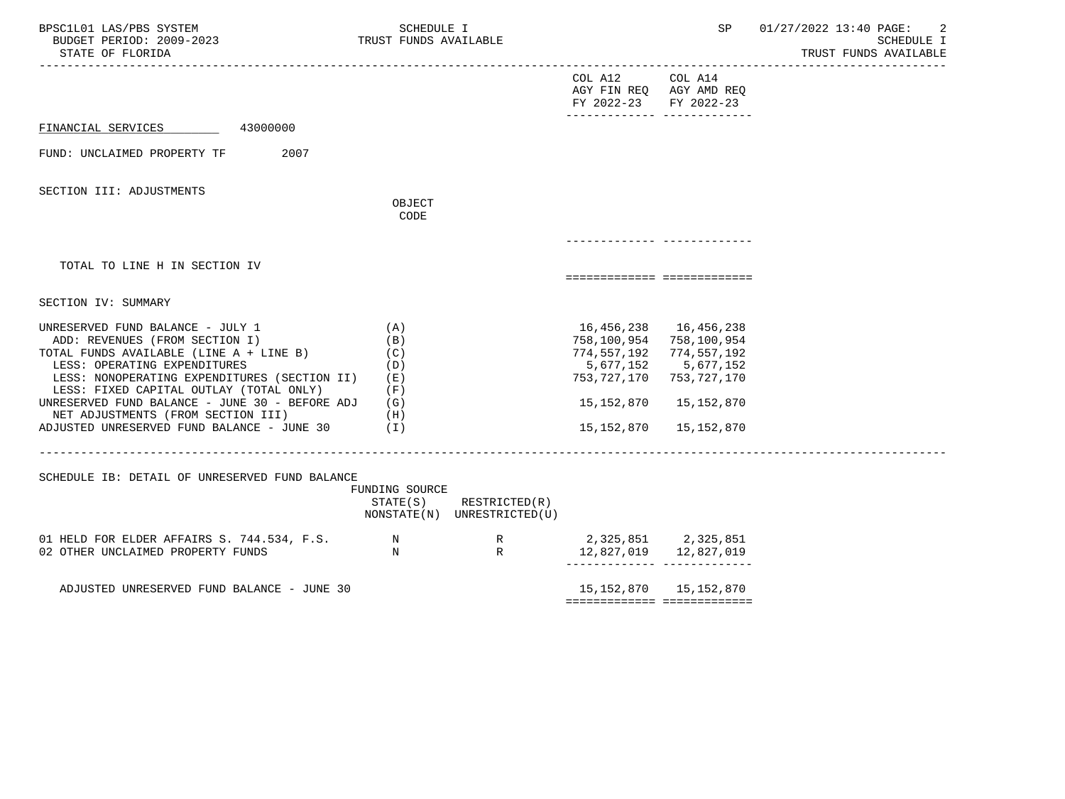| | | COL A12 AGY FIN REQ FY 2022-23 | COL A14 AGY AMD REQ FY 2022-23 |
|---|---|---|---|

FINANCIAL SERVICES 43000000

FUND: UNCLAIMED PROPERTY TF 2007

SECTION III: ADJUSTMENTS

| | OBJECT CODE | COL A12 | COL A14 |
|---|---|---|---|
| TOTAL TO LINE H IN SECTION IV | | | |

SECTION IV: SUMMARY

| | | COL A12 | COL A14 |
|---|---|---|---|
| UNRESERVED FUND BALANCE - JULY 1 | (A) | 16,456,238 | 16,456,238 |
| ADD: REVENUES (FROM SECTION I) | (B) | 758,100,954 | 758,100,954 |
| TOTAL FUNDS AVAILABLE (LINE A + LINE B) | (C) | 774,557,192 | 774,557,192 |
| LESS: OPERATING EXPENDITURES | (D) | 5,677,152 | 5,677,152 |
| LESS: NONOPERATING EXPENDITURES (SECTION II) | (E) | 753,727,170 | 753,727,170 |
| LESS: FIXED CAPITAL OUTLAY (TOTAL ONLY) | (F) | | |
| UNRESERVED FUND BALANCE - JUNE 30 - BEFORE ADJ | (G) | 15,152,870 | 15,152,870 |
| NET ADJUSTMENTS (FROM SECTION III) | (H) | | |
| ADJUSTED UNRESERVED FUND BALANCE - JUNE 30 | (I) | 15,152,870 | 15,152,870 |

SCHEDULE IB: DETAIL OF UNRESERVED FUND BALANCE

| | FUNDING SOURCE STATE(S) NONSTATE(N) | RESTRICTED(R) UNRESTRICTED(U) | COL A12 | COL A14 |
|---|---|---|---|---|
| 01 HELD FOR ELDER AFFAIRS S. 744.534, F.S. | N | R | 2,325,851 | 2,325,851 |
| 02 OTHER UNCLAIMED PROPERTY FUNDS | N | R | 12,827,019 | 12,827,019 |
| ADJUSTED UNRESERVED FUND BALANCE - JUNE 30 | | | 15,152,870 | 15,152,870 |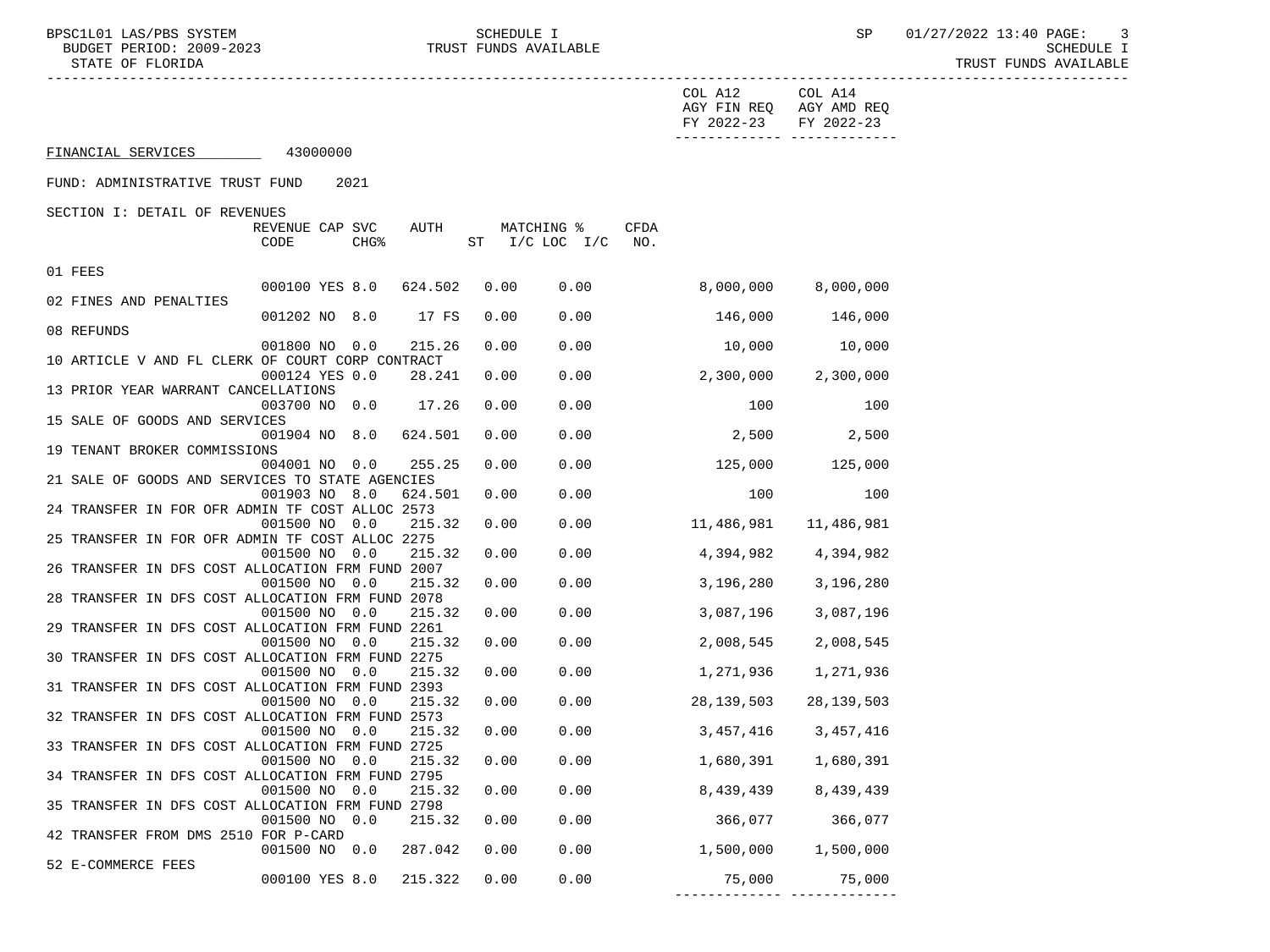FINANCIAL SERVICES 43000000

FUND: ADMINISTRATIVE TRUST FUND 2021

SECTION I: DETAIL OF REVENUES

| | REVENUE CODE | CAP | SVC CHG% | AUTH | MATCHING % ST | I/C LOC I/C | CFDA NO. | COL A12 AGY FIN REQ FY 2022-23 | COL A14 AGY AMD REQ FY 2022-23 |
|---|---|---|---|---|---|---|---|---|---|
| 01 FEES | 000100 | YES | 8.0 | 624.502 | 0.00 | 0.00 | | 8,000,000 | 8,000,000 |
| 02 FINES AND PENALTIES | 001202 | NO | 8.0 | 17 FS | 0.00 | 0.00 | | 146,000 | 146,000 |
| 08 REFUNDS | 001800 | NO | 0.0 | 215.26 | 0.00 | 0.00 | | 10,000 | 10,000 |
| 10 ARTICLE V AND FL CLERK OF COURT CORP CONTRACT | 000124 | YES | 0.0 | 28.241 | 0.00 | 0.00 | | 2,300,000 | 2,300,000 |
| 13 PRIOR YEAR WARRANT CANCELLATIONS | 003700 | NO | 0.0 | 17.26 | 0.00 | 0.00 | | 100 | 100 |
| 15 SALE OF GOODS AND SERVICES | 001904 | NO | 8.0 | 624.501 | 0.00 | 0.00 | | 2,500 | 2,500 |
| 19 TENANT BROKER COMMISSIONS | 004001 | NO | 0.0 | 255.25 | 0.00 | 0.00 | | 125,000 | 125,000 |
| 21 SALE OF GOODS AND SERVICES TO STATE AGENCIES | 001903 | NO | 8.0 | 624.501 | 0.00 | 0.00 | | 100 | 100 |
| 24 TRANSFER IN FOR OFR ADMIN TF COST ALLOC 2573 | 001500 | NO | 0.0 | 215.32 | 0.00 | 0.00 | | 11,486,981 | 11,486,981 |
| 25 TRANSFER IN FOR OFR ADMIN TF COST ALLOC 2275 | 001500 | NO | 0.0 | 215.32 | 0.00 | 0.00 | | 4,394,982 | 4,394,982 |
| 26 TRANSFER IN DFS COST ALLOCATION FRM FUND 2007 | 001500 | NO | 0.0 | 215.32 | 0.00 | 0.00 | | 3,196,280 | 3,196,280 |
| 28 TRANSFER IN DFS COST ALLOCATION FRM FUND 2078 | 001500 | NO | 0.0 | 215.32 | 0.00 | 0.00 | | 3,087,196 | 3,087,196 |
| 29 TRANSFER IN DFS COST ALLOCATION FRM FUND 2261 | 001500 | NO | 0.0 | 215.32 | 0.00 | 0.00 | | 2,008,545 | 2,008,545 |
| 30 TRANSFER IN DFS COST ALLOCATION FRM FUND 2275 | 001500 | NO | 0.0 | 215.32 | 0.00 | 0.00 | | 1,271,936 | 1,271,936 |
| 31 TRANSFER IN DFS COST ALLOCATION FRM FUND 2393 | 001500 | NO | 0.0 | 215.32 | 0.00 | 0.00 | | 28,139,503 | 28,139,503 |
| 32 TRANSFER IN DFS COST ALLOCATION FRM FUND 2573 | 001500 | NO | 0.0 | 215.32 | 0.00 | 0.00 | | 3,457,416 | 3,457,416 |
| 33 TRANSFER IN DFS COST ALLOCATION FRM FUND 2725 | 001500 | NO | 0.0 | 215.32 | 0.00 | 0.00 | | 1,680,391 | 1,680,391 |
| 34 TRANSFER IN DFS COST ALLOCATION FRM FUND 2795 | 001500 | NO | 0.0 | 215.32 | 0.00 | 0.00 | | 8,439,439 | 8,439,439 |
| 35 TRANSFER IN DFS COST ALLOCATION FRM FUND 2798 | 001500 | NO | 0.0 | 215.32 | 0.00 | 0.00 | | 366,077 | 366,077 |
| 42 TRANSFER FROM DMS 2510 FOR P-CARD | 001500 | NO | 0.0 | 287.042 | 0.00 | 0.00 | | 1,500,000 | 1,500,000 |
| 52 E-COMMERCE FEES | 000100 | YES | 8.0 | 215.322 | 0.00 | 0.00 | | 75,000 | 75,000 |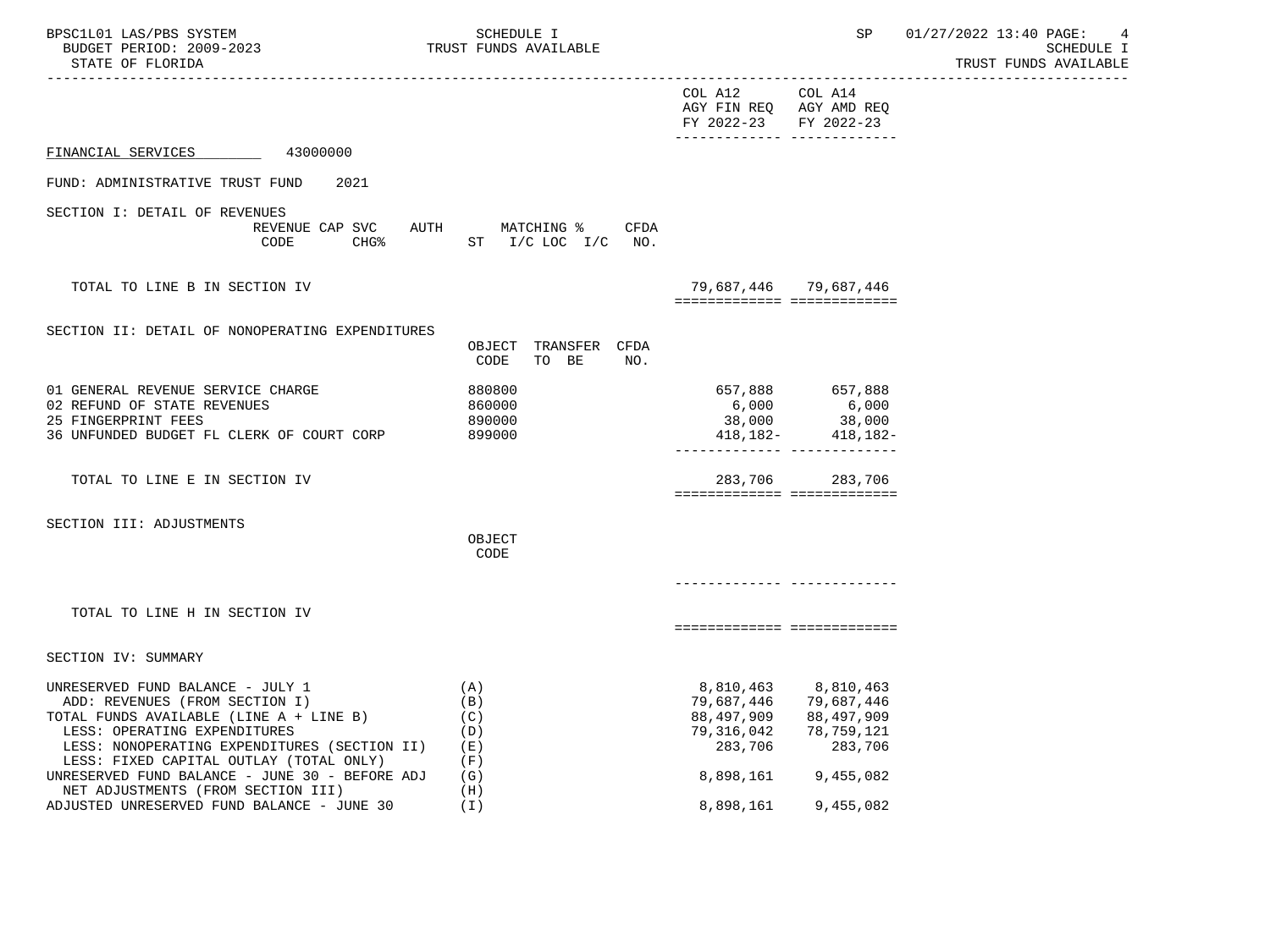SCHEDULE I
TRUST FUNDS AVAILABLE

STATE OF FLORIDA

BUDGET PERIOD: 2009-2023

| | | COL A12 AGY FIN REQ FY 2022-23 | COL A14 AGY AMD REQ FY 2022-23 |
|---|---|---|---|

FINANCIAL SERVICES 43000000

FUND: ADMINISTRATIVE TRUST FUND 2021

SECTION I: DETAIL OF REVENUES

| REVENUE CODE | CAP SVC CHG% | AUTH | MATCHING % ST | I/C LOC | I/C | CFDA NO. | COL A12 | COL A14 |
|---|---|---|---|---|---|---|---|---|
| TOTAL TO LINE B IN SECTION IV | | | | | | | 79,687,446 | 79,687,446 |

SECTION II: DETAIL OF NONOPERATING EXPENDITURES

| | OBJECT CODE | TRANSFER TO BE | CFDA NO. | COL A12 | COL A14 |
|---|---|---|---|---|---|
| 01 GENERAL REVENUE SERVICE CHARGE | 880800 | | | 657,888 | 657,888 |
| 02 REFUND OF STATE REVENUES | 860000 | | | 6,000 | 6,000 |
| 25 FINGERPRINT FEES | 890000 | | | 38,000 | 38,000 |
| 36 UNFUNDED BUDGET FL CLERK OF COURT CORP | 899000 | | | 418,182- | 418,182- |
| TOTAL TO LINE E IN SECTION IV | | | | 283,706 | 283,706 |

SECTION III: ADJUSTMENTS

| | OBJECT CODE | COL A12 | COL A14 |
|---|---|---|---|
| TOTAL TO LINE H IN SECTION IV | | | |

SECTION IV: SUMMARY

| | | COL A12 | COL A14 |
|---|---|---|---|
| UNRESERVED FUND BALANCE - JULY 1 | (A) | 8,810,463 | 8,810,463 |
| ADD: REVENUES (FROM SECTION I) | (B) | 79,687,446 | 79,687,446 |
| TOTAL FUNDS AVAILABLE (LINE A + LINE B) | (C) | 88,497,909 | 88,497,909 |
| LESS: OPERATING EXPENDITURES | (D) | 79,316,042 | 78,759,121 |
| LESS: NONOPERATING EXPENDITURES (SECTION II) | (E) | 283,706 | 283,706 |
| LESS: FIXED CAPITAL OUTLAY (TOTAL ONLY) | (F) | | |
| UNRESERVED FUND BALANCE - JUNE 30 - BEFORE ADJ | (G) | 8,898,161 | 9,455,082 |
| NET ADJUSTMENTS (FROM SECTION III) | (H) | | |
| ADJUSTED UNRESERVED FUND BALANCE - JUNE 30 | (I) | 8,898,161 | 9,455,082 |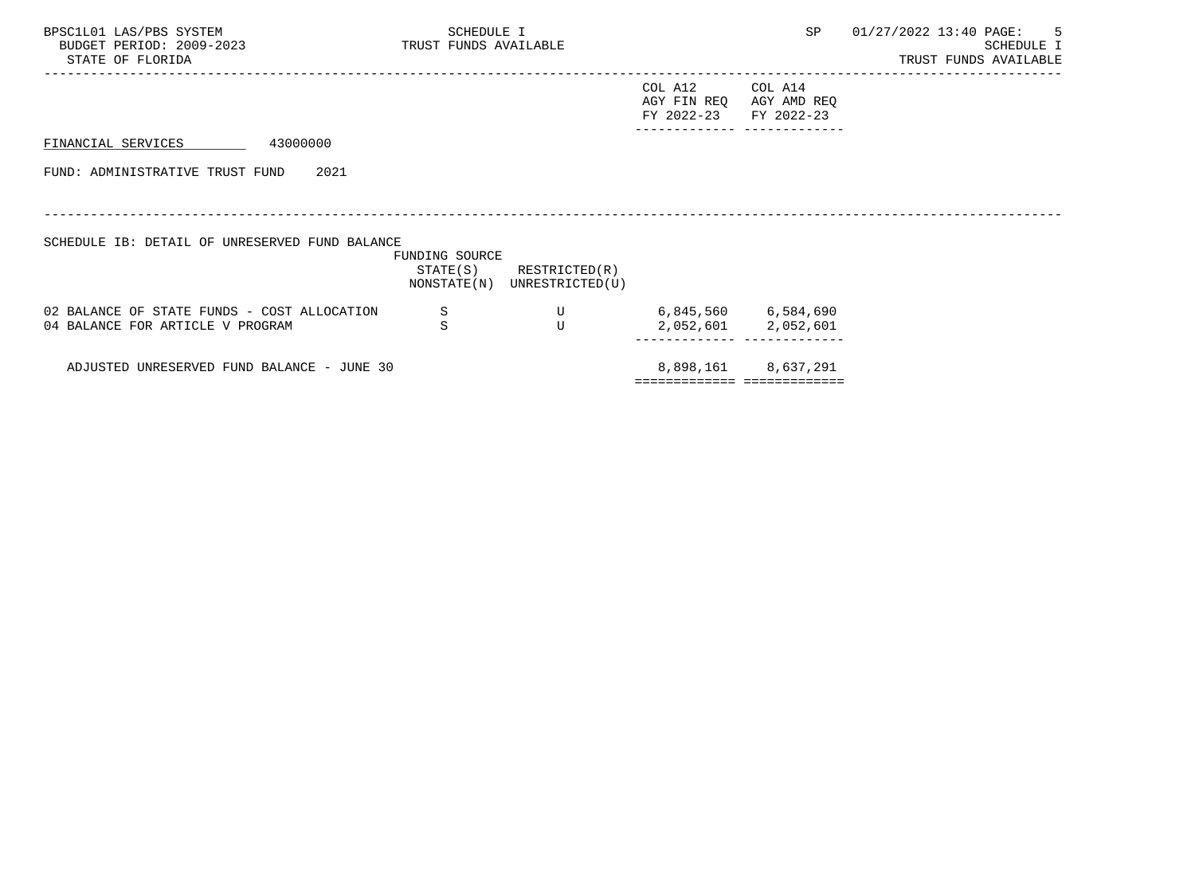FINANCIAL SERVICES 43000000

FUND: ADMINISTRATIVE TRUST FUND 2021

SCHEDULE IB: DETAIL OF UNRESERVED FUND BALANCE

| | FUNDING SOURCE STATE(S) NONSTATE(N) | RESTRICTED(R) UNRESTRICTED(U) | COL A12 AGY FIN REQ FY 2022-23 | COL A14 AGY AMD REQ FY 2022-23 |
|---|---|---|---|---|
| 02 BALANCE OF STATE FUNDS - COST ALLOCATION | S | U | 6,845,560 | 6,584,690 |
| 04 BALANCE FOR ARTICLE V PROGRAM | S | U | 2,052,601 | 2,052,601 |
| ADJUSTED UNRESERVED FUND BALANCE - JUNE 30 | | | 8,898,161 | 8,637,291 |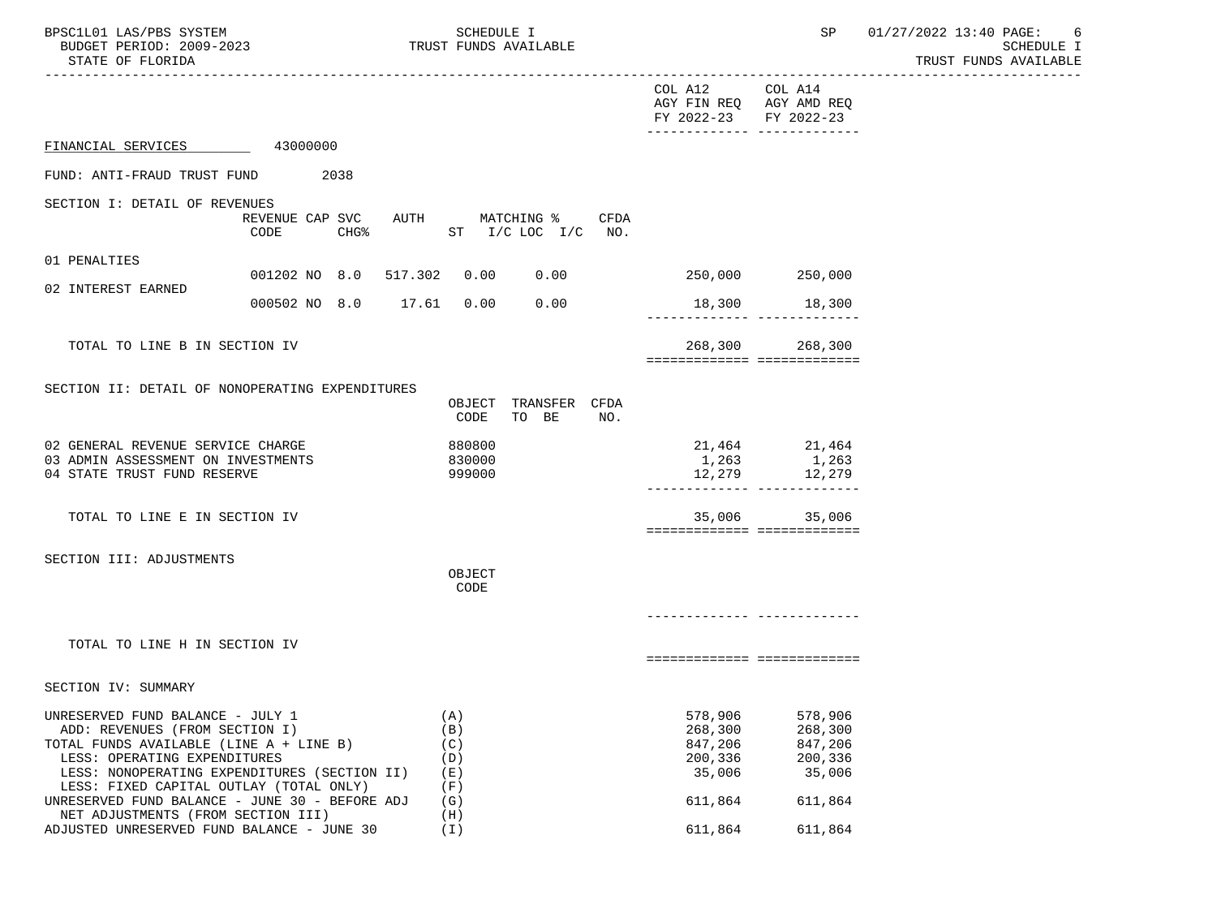SCHEDULE I
TRUST FUNDS AVAILABLE

| | COL A12 AGY FIN REQ FY 2022-23 | COL A14 AGY AMD REQ FY 2022-23 |
|---|---|---|

FINANCIAL SERVICES 43000000

FUND: ANTI-FRAUD TRUST FUND 2038

SECTION I: DETAIL OF REVENUES

| | REVENUE CODE | CAP SVC CHG% | AUTH ST | MATCHING % I/C | LOC I/C | CFDA NO. | COL A12 | COL A14 |
|---|---|---|---|---|---|---|---|---|
| 01 PENALTIES | 001202 | NO 8.0 | 517.302 | 0.00 | 0.00 | | 250,000 | 250,000 |
| 02 INTEREST EARNED | 000502 | NO 8.0 | 17.61 | 0.00 | 0.00 | | 18,300 | 18,300 |
| TOTAL TO LINE B IN SECTION IV | | | | | | | 268,300 | 268,300 |

SECTION II: DETAIL OF NONOPERATING EXPENDITURES

| | OBJECT CODE | TRANSFER TO BE | CFDA NO. | COL A12 | COL A14 |
|---|---|---|---|---|---|
| 02 GENERAL REVENUE SERVICE CHARGE | 880800 | | | 21,464 | 21,464 |
| 03 ADMIN ASSESSMENT ON INVESTMENTS | 830000 | | | 1,263 | 1,263 |
| 04 STATE TRUST FUND RESERVE | 999000 | | | 12,279 | 12,279 |
| TOTAL TO LINE E IN SECTION IV | | | | 35,006 | 35,006 |

SECTION III: ADJUSTMENTS

| | OBJECT CODE | COL A12 | COL A14 |
|---|---|---|---|
| TOTAL TO LINE H IN SECTION IV | | | |

SECTION IV: SUMMARY

| | | COL A12 | COL A14 |
|---|---|---|---|
| UNRESERVED FUND BALANCE - JULY 1 | (A) | 578,906 | 578,906 |
| ADD: REVENUES (FROM SECTION I) | (B) | 268,300 | 268,300 |
| TOTAL FUNDS AVAILABLE (LINE A + LINE B) | (C) | 847,206 | 847,206 |
| LESS: OPERATING EXPENDITURES | (D) | 200,336 | 200,336 |
| LESS: NONOPERATING EXPENDITURES (SECTION II) | (E) | 35,006 | 35,006 |
| LESS: FIXED CAPITAL OUTLAY (TOTAL ONLY) | (F) | | |
| UNRESERVED FUND BALANCE - JUNE 30 - BEFORE ADJ | (G) | 611,864 | 611,864 |
| NET ADJUSTMENTS (FROM SECTION III) | (H) | | |
| ADJUSTED UNRESERVED FUND BALANCE - JUNE 30 | (I) | 611,864 | 611,864 |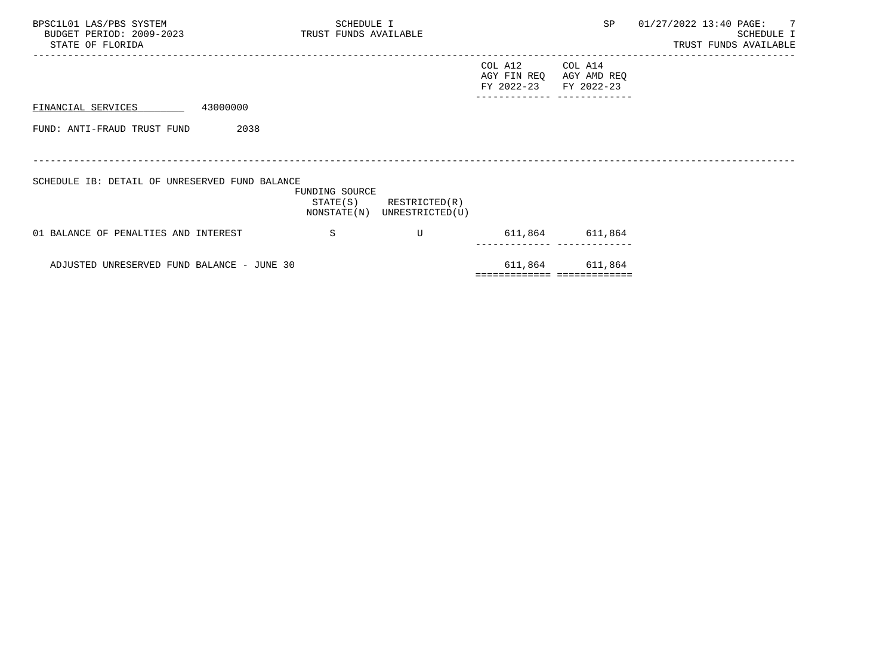FINANCIAL SERVICES 43000000

FUND: ANTI-FRAUD TRUST FUND 2038

SCHEDULE IB: DETAIL OF UNRESERVED FUND BALANCE

| | FUNDING SOURCE STATE(S) NONSTATE(N) | RESTRICTED(R) UNRESTRICTED(U) | COL A12 AGY FIN REQ FY 2022-23 | COL A14 AGY AMD REQ FY 2022-23 |
|---|---|---|---|---|
| 01 BALANCE OF PENALTIES AND INTEREST | S | U | 611,864 | 611,864 |
| ADJUSTED UNRESERVED FUND BALANCE - JUNE 30 | | | 611,864 | 611,864 |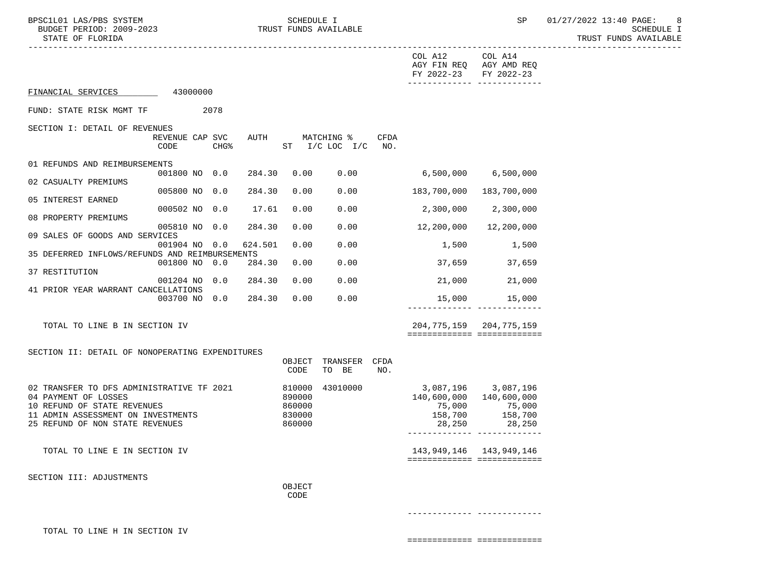COL A12 AGY FIN REQ FY 2022-23 | COL A14 AGY AMD REQ FY 2022-23

FINANCIAL SERVICES 43000000

FUND: STATE RISK MGMT TF 2078

SECTION I: DETAIL OF REVENUES

| | REVENUE CODE | CAP | SVC CHG% | AUTH | MATCHING % ST | I/C LOC | I/C | CFDA NO. | COL A12 AGY FIN REQ FY 2022-23 | COL A14 AGY AMD REQ FY 2022-23 |
|---|---|---|---|---|---|---|---|---|---|---|
| 01 REFUNDS AND REIMBURSEMENTS | 001800 | NO | 0.0 | 284.30 | 0.00 | 0.00 | | | 6,500,000 | 6,500,000 |
| 02 CASUALTY PREMIUMS | 005800 | NO | 0.0 | 284.30 | 0.00 | 0.00 | | | 183,700,000 | 183,700,000 |
| 05 INTEREST EARNED | 000502 | NO | 0.0 | 17.61 | 0.00 | 0.00 | | | 2,300,000 | 2,300,000 |
| 08 PROPERTY PREMIUMS | 005810 | NO | 0.0 | 284.30 | 0.00 | 0.00 | | | 12,200,000 | 12,200,000 |
| 09 SALES OF GOODS AND SERVICES | 001904 | NO | 0.0 | 624.501 | 0.00 | 0.00 | | | 1,500 | 1,500 |
| 35 DEFERRED INFLOWS/REFUNDS AND REIMBURSEMENTS | 001800 | NO | 0.0 | 284.30 | 0.00 | 0.00 | | | 37,659 | 37,659 |
| 37 RESTITUTION | 001204 | NO | 0.0 | 284.30 | 0.00 | 0.00 | | | 21,000 | 21,000 |
| 41 PRIOR YEAR WARRANT CANCELLATIONS | 003700 | NO | 0.0 | 284.30 | 0.00 | 0.00 | | | 15,000 | 15,000 |
| TOTAL TO LINE B IN SECTION IV | | | | | | | | | 204,775,159 | 204,775,159 |

SECTION II: DETAIL OF NONOPERATING EXPENDITURES

| | OBJECT CODE | TRANSFER TO BE | CFDA NO. | COL A12 AGY FIN REQ FY 2022-23 | COL A14 AGY AMD REQ FY 2022-23 |
|---|---|---|---|---|---|
| 02 TRANSFER TO DFS ADMINISTRATIVE TF 2021 | 810000 | 43010000 | | 3,087,196 | 3,087,196 |
| 04 PAYMENT OF LOSSES | 890000 | | | 140,600,000 | 140,600,000 |
| 10 REFUND OF STATE REVENUES | 860000 | | | 75,000 | 75,000 |
| 11 ADMIN ASSESSMENT ON INVESTMENTS | 830000 | | | 158,700 | 158,700 |
| 25 REFUND OF NON STATE REVENUES | 860000 | | | 28,250 | 28,250 |
| TOTAL TO LINE E IN SECTION IV | | | | 143,949,146 | 143,949,146 |

SECTION III: ADJUSTMENTS

| | OBJECT CODE | COL A12 AGY FIN REQ FY 2022-23 | COL A14 AGY AMD REQ FY 2022-23 |
|---|---|---|---|
| TOTAL TO LINE H IN SECTION IV | | | |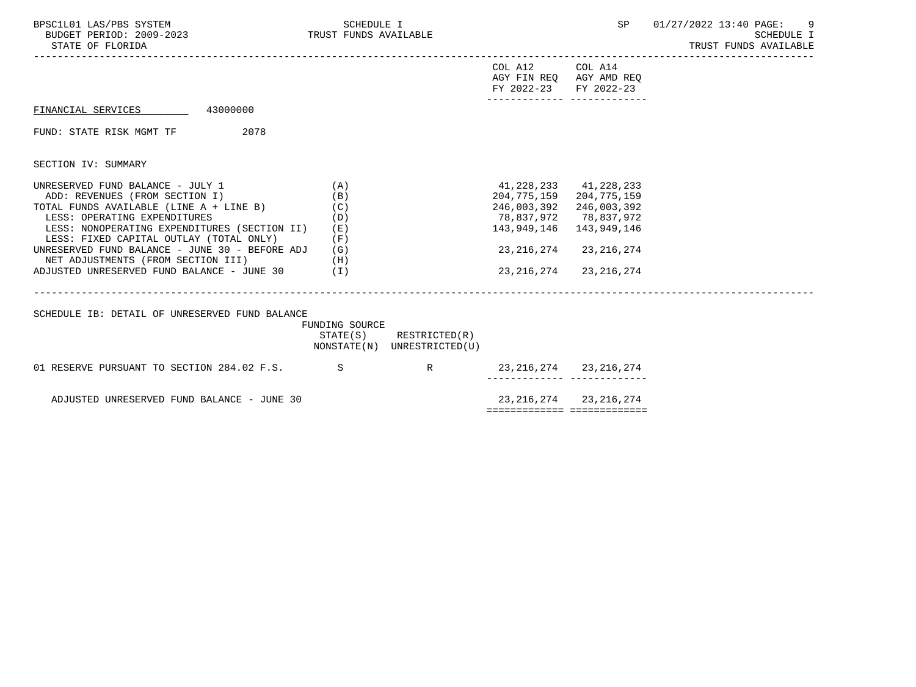FINANCIAL SERVICES 43000000

FUND: STATE RISK MGMT TF 2078

SECTION IV: SUMMARY

| | | COL A12 AGY FIN REQ FY 2022-23 | COL A14 AGY AMD REQ FY 2022-23 |
|---|---|---|---|
| UNRESERVED FUND BALANCE - JULY 1 | (A) | 41,228,233 | 41,228,233 |
| ADD: REVENUES (FROM SECTION I) | (B) | 204,775,159 | 204,775,159 |
| TOTAL FUNDS AVAILABLE (LINE A + LINE B) | (C) | 246,003,392 | 246,003,392 |
| LESS: OPERATING EXPENDITURES | (D) | 78,837,972 | 78,837,972 |
| LESS: NONOPERATING EXPENDITURES (SECTION II) | (E) | 143,949,146 | 143,949,146 |
| LESS: FIXED CAPITAL OUTLAY (TOTAL ONLY) | (F) | | |
| UNRESERVED FUND BALANCE - JUNE 30 - BEFORE ADJ | (G) | 23,216,274 | 23,216,274 |
| NET ADJUSTMENTS (FROM SECTION III) | (H) | | |
| ADJUSTED UNRESERVED FUND BALANCE - JUNE 30 | (I) | 23,216,274 | 23,216,274 |

SCHEDULE IB: DETAIL OF UNRESERVED FUND BALANCE

| | FUNDING SOURCE STATE(S) NONSTATE(N) | RESTRICTED(R) UNRESTRICTED(U) | COL A12 AGY FIN REQ FY 2022-23 | COL A14 AGY AMD REQ FY 2022-23 |
|---|---|---|---|---|
| 01 RESERVE PURSUANT TO SECTION 284.02 F.S. | S | R | 23,216,274 | 23,216,274 |
| ADJUSTED UNRESERVED FUND BALANCE - JUNE 30 | | | 23,216,274 | 23,216,274 |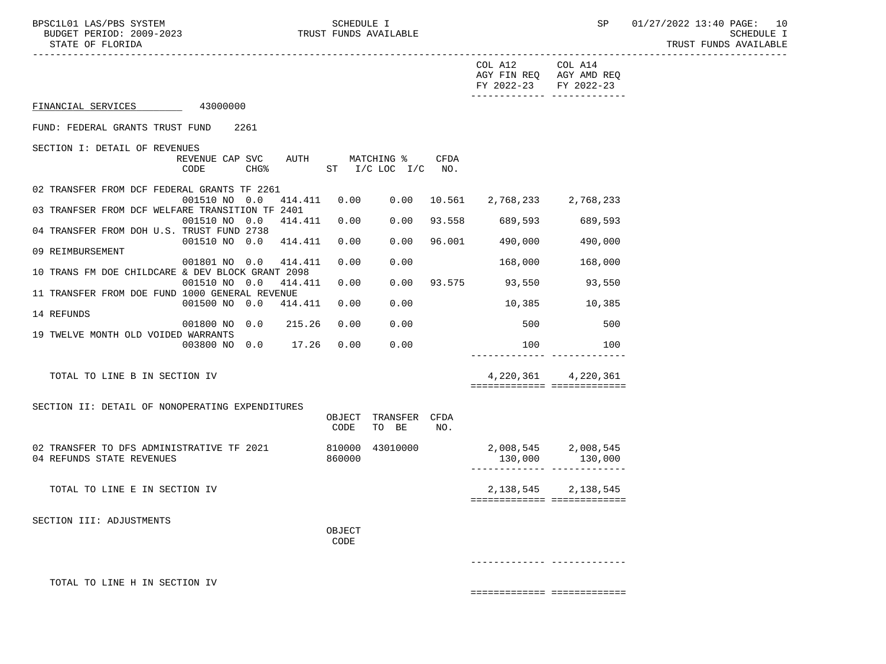COL A12 AGY FIN REQ FY 2022-23 | COL A14 AGY AMD REQ FY 2022-23

FINANCIAL SERVICES 43000000

FUND: FEDERAL GRANTS TRUST FUND 2261

SECTION I: DETAIL OF REVENUES

| | REVENUE CODE | CAP CHG% | SVC | AUTH ST | MATCHING % I/C | LOC I/C | CFDA NO. | COL A12 AGY FIN REQ FY 2022-23 | COL A14 AGY AMD REQ FY 2022-23 |
|---|---|---|---|---|---|---|---|---|---|
| 02 TRANSFER FROM DCF FEDERAL GRANTS TF 2261 | 001510 | NO | 0.0 | 414.411 | 0.00 | 0.00 | 10.561 | 2,768,233 | 2,768,233 |
| 03 TRANFSER FROM DCF WELFARE TRANSITION TF 2401 | 001510 | NO | 0.0 | 414.411 | 0.00 | 0.00 | 93.558 | 689,593 | 689,593 |
| 04 TRANSFER FROM DOH U.S. TRUST FUND 2738 | 001510 | NO | 0.0 | 414.411 | 0.00 | 0.00 | 96.001 | 490,000 | 490,000 |
| 09 REIMBURSEMENT | 001801 | NO | 0.0 | 414.411 | 0.00 | 0.00 | | 168,000 | 168,000 |
| 10 TRANS FM DOE CHILDCARE & DEV BLOCK GRANT 2098 | 001510 | NO | 0.0 | 414.411 | 0.00 | 0.00 | 93.575 | 93,550 | 93,550 |
| 11 TRANSFER FROM DOE FUND 1000 GENERAL REVENUE | 001500 | NO | 0.0 | 414.411 | 0.00 | 0.00 | | 10,385 | 10,385 |
| 14 REFUNDS | 001800 | NO | 0.0 | 215.26 | 0.00 | 0.00 | | 500 | 500 |
| 19 TWELVE MONTH OLD VOIDED WARRANTS | 003800 | NO | 0.0 | 17.26 | 0.00 | 0.00 | | 100 | 100 |
| TOTAL TO LINE B IN SECTION IV | | | | | | | | 4,220,361 | 4,220,361 |

SECTION II: DETAIL OF NONOPERATING EXPENDITURES

| | OBJECT CODE | TRANSFER TO BE | CFDA NO. | COL A12 AGY FIN REQ FY 2022-23 | COL A14 AGY AMD REQ FY 2022-23 |
|---|---|---|---|---|---|
| 02 TRANSFER TO DFS ADMINISTRATIVE TF 2021 | 810000 | 43010000 | | 2,008,545 | 2,008,545 |
| 04 REFUNDS STATE REVENUES | 860000 | | | 130,000 | 130,000 |
| TOTAL TO LINE E IN SECTION IV | | | | 2,138,545 | 2,138,545 |

SECTION III: ADJUSTMENTS

| | OBJECT CODE | COL A12 AGY FIN REQ FY 2022-23 | COL A14 AGY AMD REQ FY 2022-23 |
|---|---|---|---|
| TOTAL TO LINE H IN SECTION IV | | | |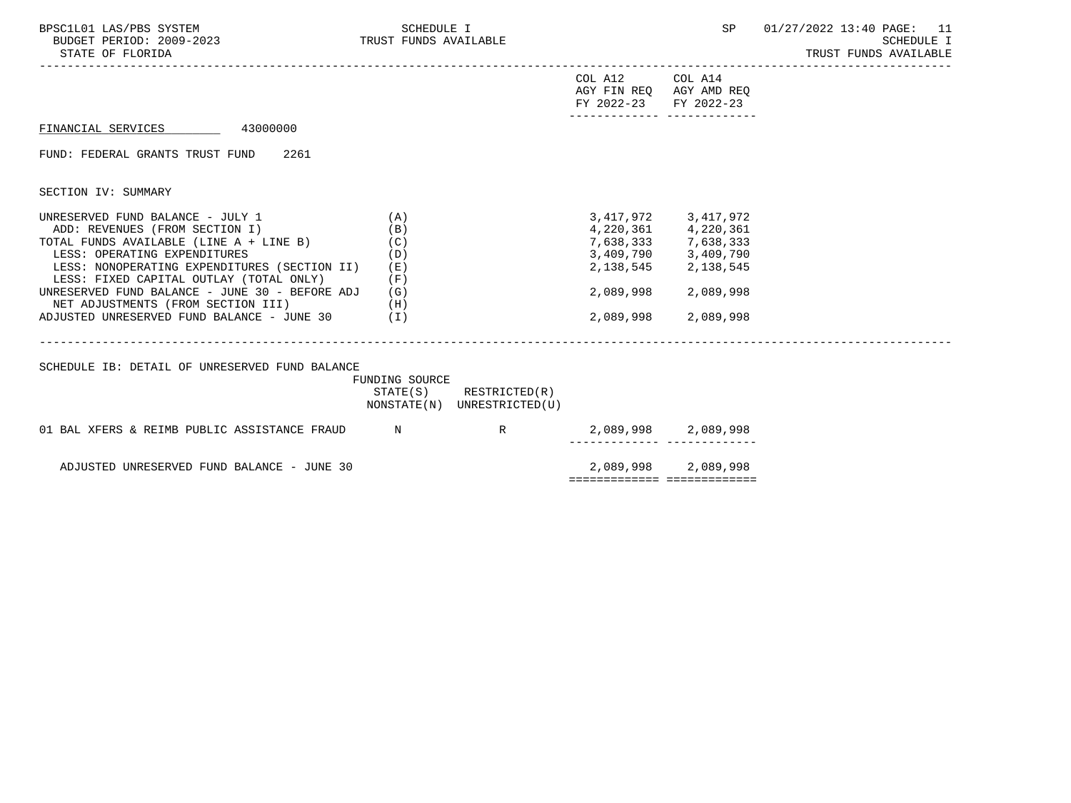| | | COL A12 AGY FIN REQ FY 2022-23 | COL A14 AGY AMD REQ FY 2022-23 |
|---|---|---|---|

FINANCIAL SERVICES 43000000

FUND: FEDERAL GRANTS TRUST FUND 2261

SECTION IV: SUMMARY

| | | COL A12 AGY FIN REQ FY 2022-23 | COL A14 AGY AMD REQ FY 2022-23 |
|---|---|---|---|
| UNRESERVED FUND BALANCE - JULY 1 | (A) | 3,417,972 | 3,417,972 |
| ADD: REVENUES (FROM SECTION I) | (B) | 4,220,361 | 4,220,361 |
| TOTAL FUNDS AVAILABLE (LINE A + LINE B) | (C) | 7,638,333 | 7,638,333 |
| LESS: OPERATING EXPENDITURES | (D) | 3,409,790 | 3,409,790 |
| LESS: NONOPERATING EXPENDITURES (SECTION II) | (E) | 2,138,545 | 2,138,545 |
| LESS: FIXED CAPITAL OUTLAY (TOTAL ONLY) | (F) | | |
| UNRESERVED FUND BALANCE - JUNE 30 - BEFORE ADJ | (G) | 2,089,998 | 2,089,998 |
| NET ADJUSTMENTS (FROM SECTION III) | (H) | | |
| ADJUSTED UNRESERVED FUND BALANCE - JUNE 30 | (I) | 2,089,998 | 2,089,998 |

SCHEDULE IB: DETAIL OF UNRESERVED FUND BALANCE

| | FUNDING SOURCE STATE(S) NONSTATE(N) | RESTRICTED(R) UNRESTRICTED(U) | COL A12 AGY FIN REQ FY 2022-23 | COL A14 AGY AMD REQ FY 2022-23 |
|---|---|---|---|---|
| 01 BAL XFERS & REIMB PUBLIC ASSISTANCE FRAUD | N | R | 2,089,998 | 2,089,998 |
| ADJUSTED UNRESERVED FUND BALANCE - JUNE 30 | | | 2,089,998 | 2,089,998 |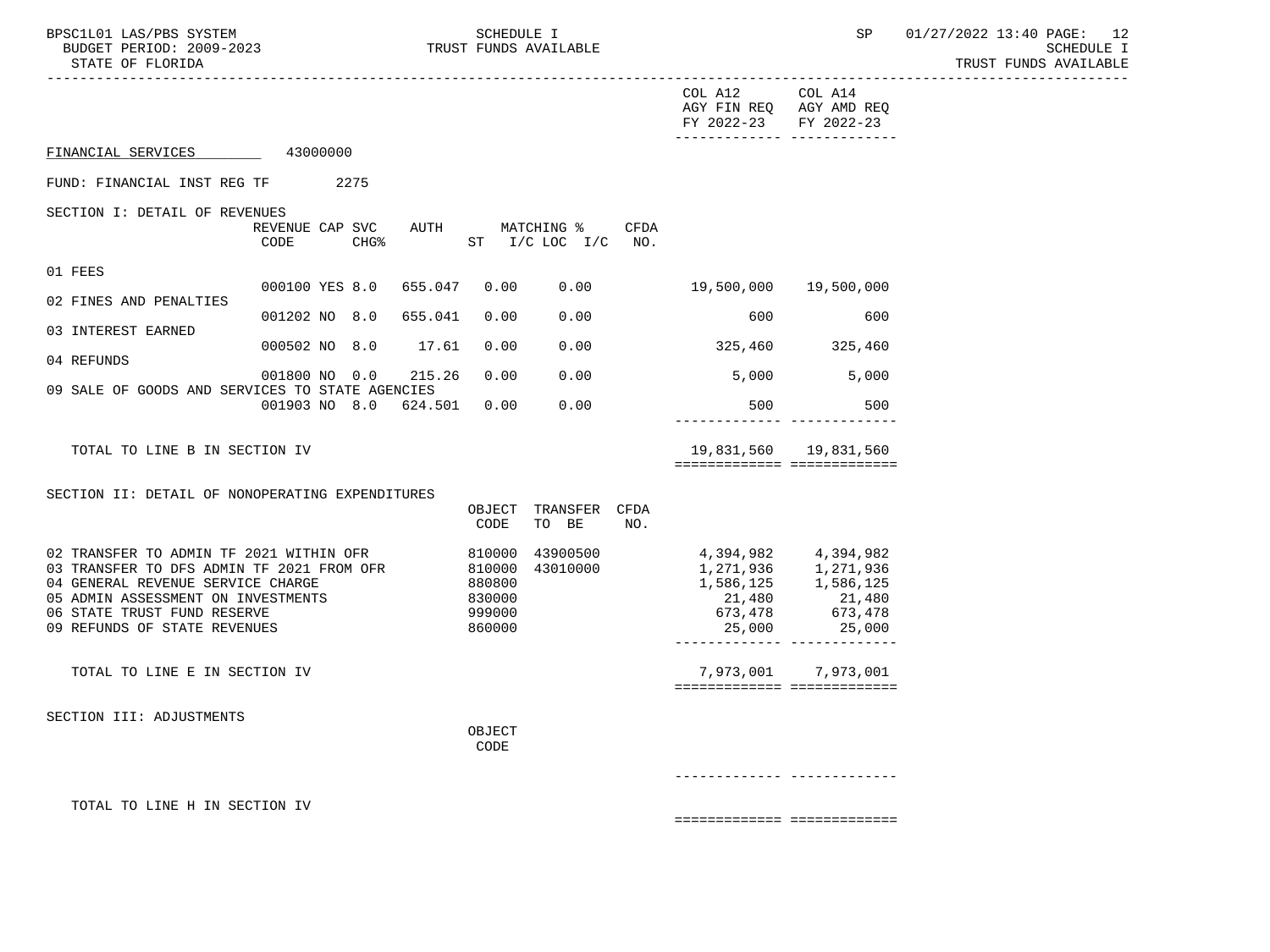COL A12 AGY FIN REQ FY 2022-23 | COL A14 AGY AMD REQ FY 2022-23

FINANCIAL SERVICES 43000000

FUND: FINANCIAL INST REG TF 2275

SECTION I: DETAIL OF REVENUES

| | REVENUE CODE | CAP | SVC CHG% | AUTH | MATCHING % ST | I/C LOC I/C | CFDA NO. | COL A12 AGY FIN REQ FY 2022-23 | COL A14 AGY AMD REQ FY 2022-23 |
|---|---|---|---|---|---|---|---|---|---|
| 01 FEES | 000100 | YES | 8.0 | 655.047 | 0.00 | 0.00 | | 19,500,000 | 19,500,000 |
| 02 FINES AND PENALTIES | 001202 | NO | 8.0 | 655.041 | 0.00 | 0.00 | | 600 | 600 |
| 03 INTEREST EARNED | 000502 | NO | 8.0 | 17.61 | 0.00 | 0.00 | | 325,460 | 325,460 |
| 04 REFUNDS | 001800 | NO | 0.0 | 215.26 | 0.00 | 0.00 | | 5,000 | 5,000 |
| 09 SALE OF GOODS AND SERVICES TO STATE AGENCIES | 001903 | NO | 8.0 | 624.501 | 0.00 | 0.00 | | 500 | 500 |
| TOTAL TO LINE B IN SECTION IV | | | | | | | | 19,831,560 | 19,831,560 |

SECTION II: DETAIL OF NONOPERATING EXPENDITURES

| | OBJECT CODE | TRANSFER TO BE | CFDA NO. | COL A12 AGY FIN REQ FY 2022-23 | COL A14 AGY AMD REQ FY 2022-23 |
|---|---|---|---|---|---|
| 02 TRANSFER TO ADMIN TF 2021 WITHIN OFR | 810000 | 43900500 | | 4,394,982 | 4,394,982 |
| 03 TRANSFER TO DFS ADMIN TF 2021 FROM OFR | 810000 | 43010000 | | 1,271,936 | 1,271,936 |
| 04 GENERAL REVENUE SERVICE CHARGE | 880800 | | | 1,586,125 | 1,586,125 |
| 05 ADMIN ASSESSMENT ON INVESTMENTS | 830000 | | | 21,480 | 21,480 |
| 06 STATE TRUST FUND RESERVE | 999000 | | | 673,478 | 673,478 |
| 09 REFUNDS OF STATE REVENUES | 860000 | | | 25,000 | 25,000 |
| TOTAL TO LINE E IN SECTION IV | | | | 7,973,001 | 7,973,001 |

SECTION III: ADJUSTMENTS

| | OBJECT CODE | COL A12 AGY FIN REQ FY 2022-23 | COL A14 AGY AMD REQ FY 2022-23 |
|---|---|---|---|
| TOTAL TO LINE H IN SECTION IV | | | |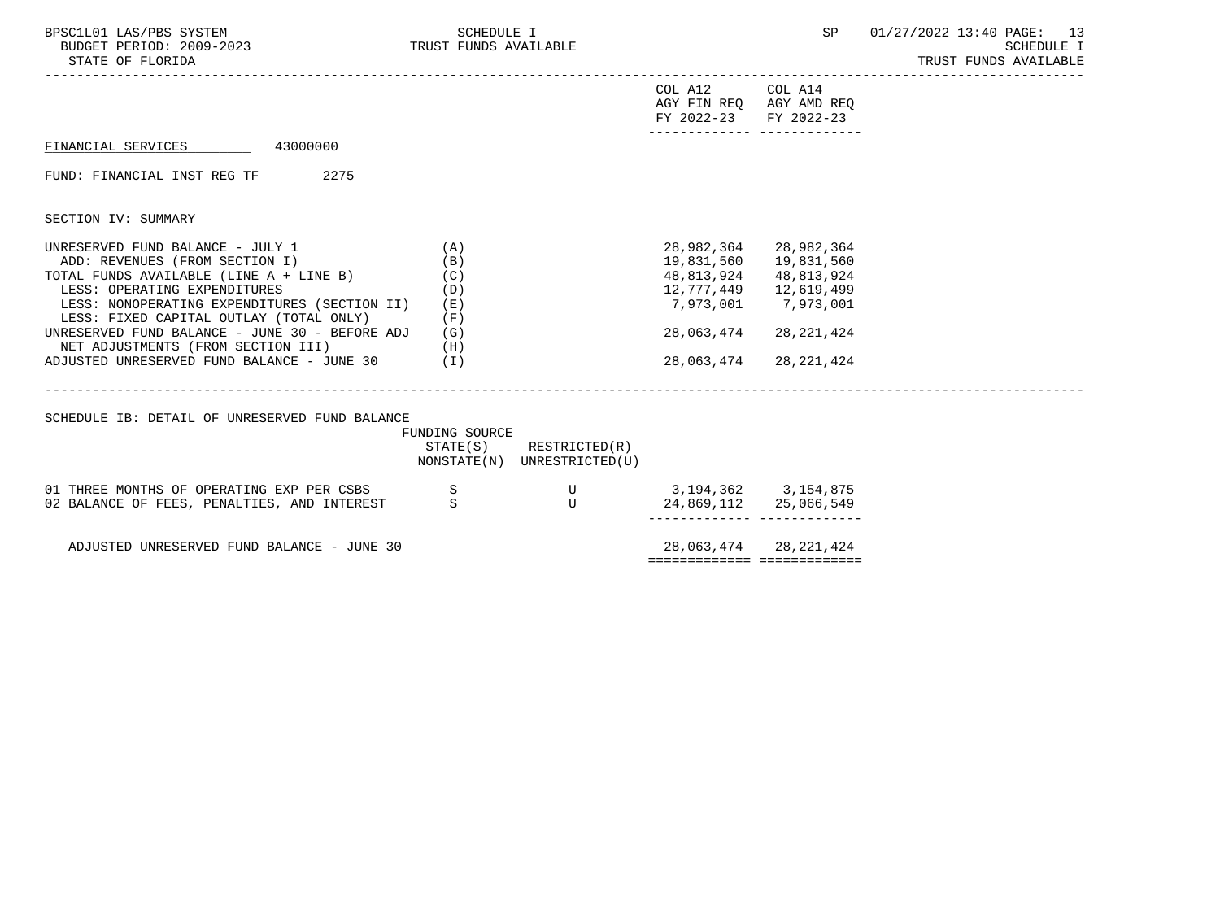FINANCIAL SERVICES 43000000

FUND: FINANCIAL INST REG TF 2275

SECTION IV: SUMMARY

| | | COL A12 AGY FIN REQ FY 2022-23 | COL A14 AGY AMD REQ FY 2022-23 |
|---|---|---|---|
| UNRESERVED FUND BALANCE - JULY 1 | (A) | 28,982,364 | 28,982,364 |
| ADD: REVENUES (FROM SECTION I) | (B) | 19,831,560 | 19,831,560 |
| TOTAL FUNDS AVAILABLE (LINE A + LINE B) | (C) | 48,813,924 | 48,813,924 |
| LESS: OPERATING EXPENDITURES | (D) | 12,777,449 | 12,619,499 |
| LESS: NONOPERATING EXPENDITURES (SECTION II) | (E) | 7,973,001 | 7,973,001 |
| LESS: FIXED CAPITAL OUTLAY (TOTAL ONLY) | (F) | | |
| UNRESERVED FUND BALANCE - JUNE 30 - BEFORE ADJ | (G) | 28,063,474 | 28,221,424 |
| NET ADJUSTMENTS (FROM SECTION III) | (H) | | |
| ADJUSTED UNRESERVED FUND BALANCE - JUNE 30 | (I) | 28,063,474 | 28,221,424 |

SCHEDULE IB: DETAIL OF UNRESERVED FUND BALANCE

| | FUNDING SOURCE STATE(S) NONSTATE(N) | RESTRICTED(R) UNRESTRICTED(U) | COL A12 | COL A14 |
|---|---|---|---|---|
| 01 THREE MONTHS OF OPERATING EXP PER CSBS | S | U | 3,194,362 | 3,154,875 |
| 02 BALANCE OF FEES, PENALTIES, AND INTEREST | S | U | 24,869,112 | 25,066,549 |
| ADJUSTED UNRESERVED FUND BALANCE - JUNE 30 | | | 28,063,474 | 28,221,424 |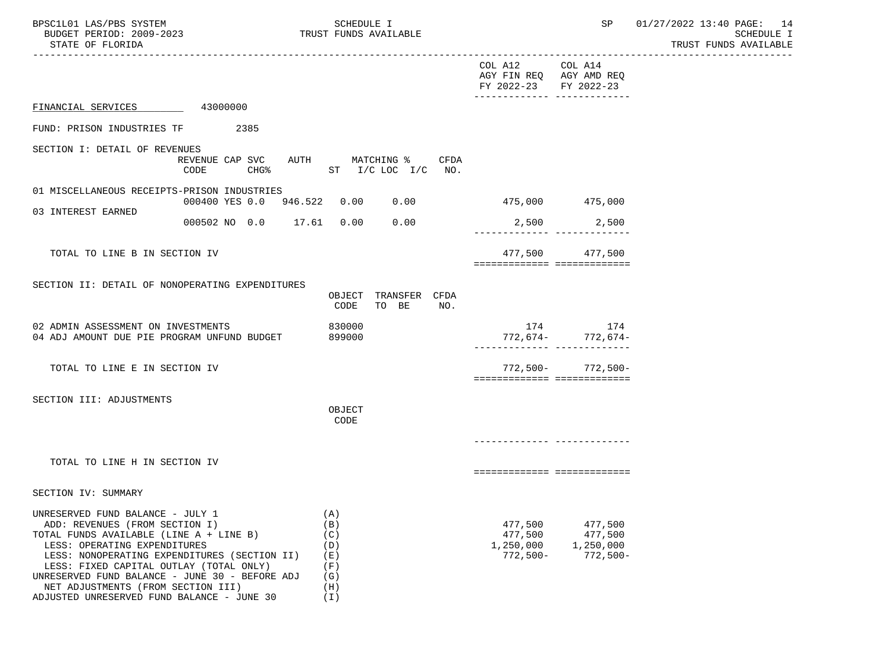SCHEDULE I
TRUST FUNDS AVAILABLE

| | COL A12 AGY FIN REQ FY 2022-23 | COL A14 AGY AMD REQ FY 2022-23 |
|---|---|---|

FINANCIAL SERVICES 43000000

FUND: PRISON INDUSTRIES TF 2385

SECTION I: DETAIL OF REVENUES

| | REVENUE CODE | CAP SVC CHG% | AUTH ST | MATCHING % I/C | LOC I/C | CFDA NO. | COL A12 | COL A14 |
|---|---|---|---|---|---|---|---|---|
| 01 MISCELLANEOUS RECEIPTS-PRISON INDUSTRIES | 000400 | YES 0.0 | 946.522 | 0.00 | 0.00 | | 475,000 | 475,000 |
| 03 INTEREST EARNED | 000502 | NO 0.0 | 17.61 | 0.00 | 0.00 | | 2,500 | 2,500 |
| TOTAL TO LINE B IN SECTION IV | | | | | | | 477,500 | 477,500 |

SECTION II: DETAIL OF NONOPERATING EXPENDITURES

| | OBJECT CODE | TRANSFER TO BE | CFDA NO. | COL A12 | COL A14 |
|---|---|---|---|---|---|
| 02 ADMIN ASSESSMENT ON INVESTMENTS | 830000 | | | 174 | 174 |
| 04 ADJ AMOUNT DUE PIE PROGRAM UNFUND BUDGET | 899000 | | | 772,674- | 772,674- |
| TOTAL TO LINE E IN SECTION IV | | | | 772,500- | 772,500- |

SECTION III: ADJUSTMENTS

| | OBJECT CODE | COL A12 | COL A14 |
|---|---|---|---|
| TOTAL TO LINE H IN SECTION IV | | | |

SECTION IV: SUMMARY

| | | COL A12 | COL A14 |
|---|---|---|---|
| UNRESERVED FUND BALANCE - JULY 1 | (A) | | |
| ADD: REVENUES (FROM SECTION I) | (B) | 477,500 | 477,500 |
| TOTAL FUNDS AVAILABLE (LINE A + LINE B) | (C) | 477,500 | 477,500 |
| LESS: OPERATING EXPENDITURES | (D) | 1,250,000 | 1,250,000 |
| LESS: NONOPERATING EXPENDITURES (SECTION II) | (E) | 772,500- | 772,500- |
| LESS: FIXED CAPITAL OUTLAY (TOTAL ONLY) | (F) | | |
| UNRESERVED FUND BALANCE - JUNE 30 - BEFORE ADJ | (G) | | |
| NET ADJUSTMENTS (FROM SECTION III) | (H) | | |
| ADJUSTED UNRESERVED FUND BALANCE - JUNE 30 | (I) | | |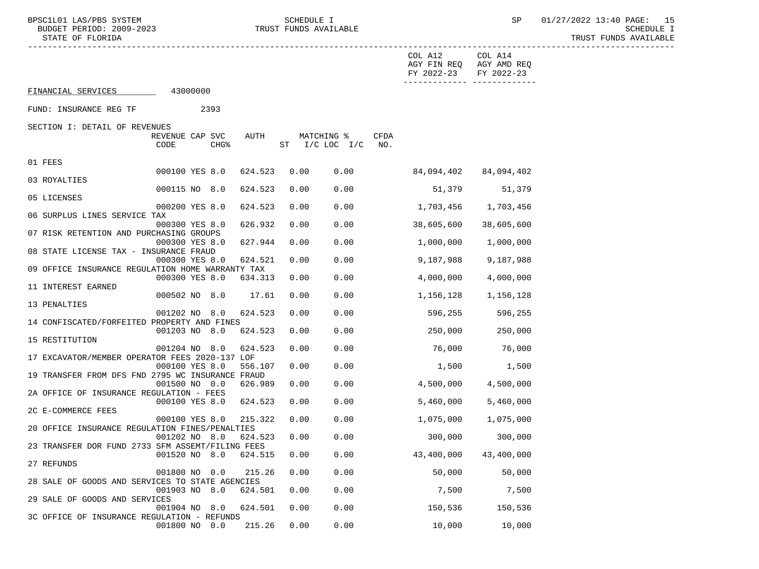FINANCIAL SERVICES 43000000

FUND: INSURANCE REG TF 2393

SECTION I: DETAIL OF REVENUES

| | REVENUE CODE | CAP SVC CHG% | | AUTH | MATCHING % ST | I/C LOC I/C | CFDA NO. | COL A12 AGY FIN REQ FY 2022-23 | COL A14 AGY AMD REQ FY 2022-23 |
|---|---|---|---|---|---|---|---|---|---|
| 01 FEES | 000100 | YES | 8.0 | 624.523 | 0.00 | 0.00 | | 84,094,402 | 84,094,402 |
| 03 ROYALTIES | 000115 | NO | 8.0 | 624.523 | 0.00 | 0.00 | | 51,379 | 51,379 |
| 05 LICENSES | 000200 | YES | 8.0 | 624.523 | 0.00 | 0.00 | | 1,703,456 | 1,703,456 |
| 06 SURPLUS LINES SERVICE TAX | 000300 | YES | 8.0 | 626.932 | 0.00 | 0.00 | | 38,605,600 | 38,605,600 |
| 07 RISK RETENTION AND PURCHASING GROUPS | 000300 | YES | 8.0 | 627.944 | 0.00 | 0.00 | | 1,000,000 | 1,000,000 |
| 08 STATE LICENSE TAX - INSURANCE FRAUD | 000300 | YES | 8.0 | 624.521 | 0.00 | 0.00 | | 9,187,988 | 9,187,988 |
| 09 OFFICE INSURANCE REGULATION HOME WARRANTY TAX | 000300 | YES | 8.0 | 634.313 | 0.00 | 0.00 | | 4,000,000 | 4,000,000 |
| 11 INTEREST EARNED | 000502 | NO | 8.0 | 17.61 | 0.00 | 0.00 | | 1,156,128 | 1,156,128 |
| 13 PENALTIES | 001202 | NO | 8.0 | 624.523 | 0.00 | 0.00 | | 596,255 | 596,255 |
| 14 CONFISCATED/FORFEITED PROPERTY AND FINES | 001203 | NO | 8.0 | 624.523 | 0.00 | 0.00 | | 250,000 | 250,000 |
| 15 RESTITUTION | 001204 | NO | 8.0 | 624.523 | 0.00 | 0.00 | | 76,000 | 76,000 |
| 17 EXCAVATOR/MEMBER OPERATOR FEES 2020-137 LOF | 000100 | YES | 8.0 | 556.107 | 0.00 | 0.00 | | 1,500 | 1,500 |
| 19 TRANSFER FROM DFS FND 2795 WC INSURANCE FRAUD | 001500 | NO | 0.0 | 626.989 | 0.00 | 0.00 | | 4,500,000 | 4,500,000 |
| 2A OFFICE OF INSURANCE REGULATION - FEES | 000100 | YES | 8.0 | 624.523 | 0.00 | 0.00 | | 5,460,000 | 5,460,000 |
| 2C E-COMMERCE FEES | 000100 | YES | 8.0 | 215.322 | 0.00 | 0.00 | | 1,075,000 | 1,075,000 |
| 20 OFFICE INSURANCE REGULATION FINES/PENALTIES | 001202 | NO | 8.0 | 624.523 | 0.00 | 0.00 | | 300,000 | 300,000 |
| 23 TRANSFER DOR FUND 2733 SFM ASSEMT/FILING FEES | 001520 | NO | 8.0 | 624.515 | 0.00 | 0.00 | | 43,400,000 | 43,400,000 |
| 27 REFUNDS | 001800 | NO | 0.0 | 215.26 | 0.00 | 0.00 | | 50,000 | 50,000 |
| 28 SALE OF GOODS AND SERVICES TO STATE AGENCIES | 001903 | NO | 8.0 | 624.501 | 0.00 | 0.00 | | 7,500 | 7,500 |
| 29 SALE OF GOODS AND SERVICES | 001904 | NO | 8.0 | 624.501 | 0.00 | 0.00 | | 150,536 | 150,536 |
| 3C OFFICE OF INSURANCE REGULATION - REFUNDS | 001800 | NO | 0.0 | 215.26 | 0.00 | 0.00 | | 10,000 | 10,000 |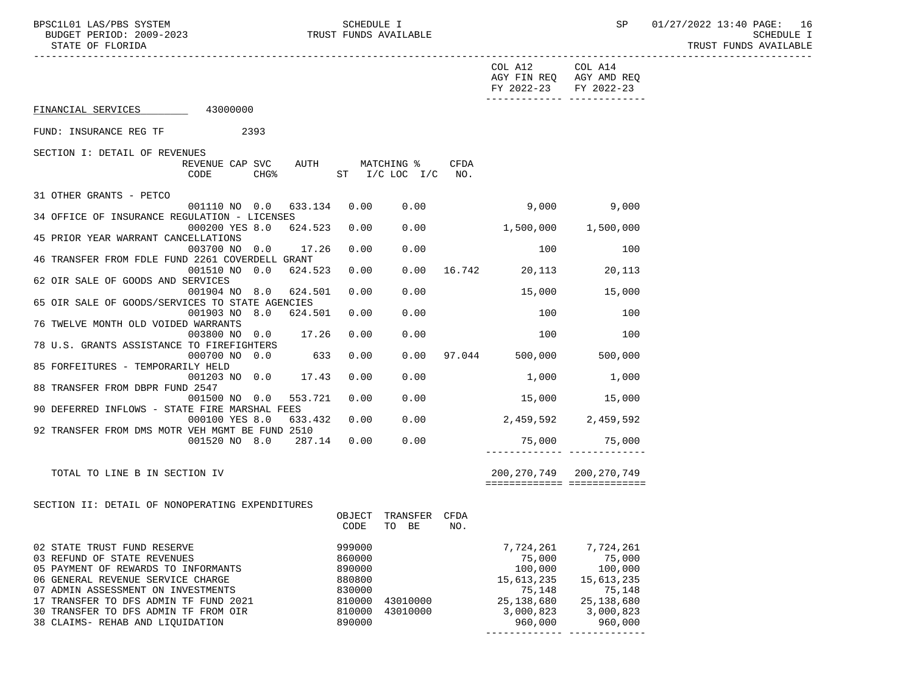COL A12 AGY FIN REQ FY 2022-23 | COL A14 AGY AMD REQ FY 2022-23

FINANCIAL SERVICES 43000000

FUND: INSURANCE REG TF 2393

SECTION I: DETAIL OF REVENUES

| | REVENUE CODE | CAP CHG | SVC CHG% | AUTH ST | MATCHING % I/C | LOC I/C | CFDA NO. | COL A12 AGY FIN REQ FY 2022-23 | COL A14 AGY AMD REQ FY 2022-23 |
|---|---|---|---|---|---|---|---|---|---|
| 31 OTHER GRANTS - PETCO | 001110 | NO | 0.0 | 633.134 | 0.00 | 0.00 | | 9,000 | 9,000 |
| 34 OFFICE OF INSURANCE REGULATION - LICENSES | 000200 | YES | 8.0 | 624.523 | 0.00 | 0.00 | | 1,500,000 | 1,500,000 |
| 45 PRIOR YEAR WARRANT CANCELLATIONS | 003700 | NO | 0.0 | 17.26 | 0.00 | 0.00 | | 100 | 100 |
| 46 TRANSFER FROM FDLE FUND 2261 COVERDELL GRANT | 001510 | NO | 0.0 | 624.523 | 0.00 | 0.00 | 16.742 | 20,113 | 20,113 |
| 62 OIR SALE OF GOODS AND SERVICES | 001904 | NO | 8.0 | 624.501 | 0.00 | 0.00 | | 15,000 | 15,000 |
| 65 OIR SALE OF GOODS/SERVICES TO STATE AGENCIES | 001903 | NO | 8.0 | 624.501 | 0.00 | 0.00 | | 100 | 100 |
| 76 TWELVE MONTH OLD VOIDED WARRANTS | 003800 | NO | 0.0 | 17.26 | 0.00 | 0.00 | | 100 | 100 |
| 78 U.S. GRANTS ASSISTANCE TO FIREFIGHTERS | 000700 | NO | 0.0 | 633 | 0.00 | 0.00 | 97.044 | 500,000 | 500,000 |
| 85 FORFEITURES - TEMPORARILY HELD | 001203 | NO | 0.0 | 17.43 | 0.00 | 0.00 | | 1,000 | 1,000 |
| 88 TRANSFER FROM DBPR FUND 2547 | 001500 | NO | 0.0 | 553.721 | 0.00 | 0.00 | | 15,000 | 15,000 |
| 90 DEFERRED INFLOWS - STATE FIRE MARSHAL FEES | 000100 | YES | 8.0 | 633.432 | 0.00 | 0.00 | | 2,459,592 | 2,459,592 |
| 92 TRANSFER FROM DMS MOTR VEH MGMT BE FUND 2510 | 001520 | NO | 8.0 | 287.14 | 0.00 | 0.00 | | 75,000 | 75,000 |
| TOTAL TO LINE B IN SECTION IV | | | | | | | | 200,270,749 | 200,270,749 |

SECTION II: DETAIL OF NONOPERATING EXPENDITURES

| | OBJECT CODE | TRANSFER TO BE | CFDA NO. | COL A12 AGY FIN REQ FY 2022-23 | COL A14 AGY AMD REQ FY 2022-23 |
|---|---|---|---|---|---|
| 02 STATE TRUST FUND RESERVE | 999000 | | | 7,724,261 | 7,724,261 |
| 03 REFUND OF STATE REVENUES | 860000 | | | 75,000 | 75,000 |
| 05 PAYMENT OF REWARDS TO INFORMANTS | 890000 | | | 100,000 | 100,000 |
| 06 GENERAL REVENUE SERVICE CHARGE | 880800 | | | 15,613,235 | 15,613,235 |
| 07 ADMIN ASSESSMENT ON INVESTMENTS | 830000 | | | 75,148 | 75,148 |
| 17 TRANSFER TO DFS ADMIN TF FUND 2021 | 810000 | 43010000 | | 25,138,680 | 25,138,680 |
| 30 TRANSFER TO DFS ADMIN TF FROM OIR | 810000 | 43010000 | | 3,000,823 | 3,000,823 |
| 38 CLAIMS- REHAB AND LIQUIDATION | 890000 | | | 960,000 | 960,000 |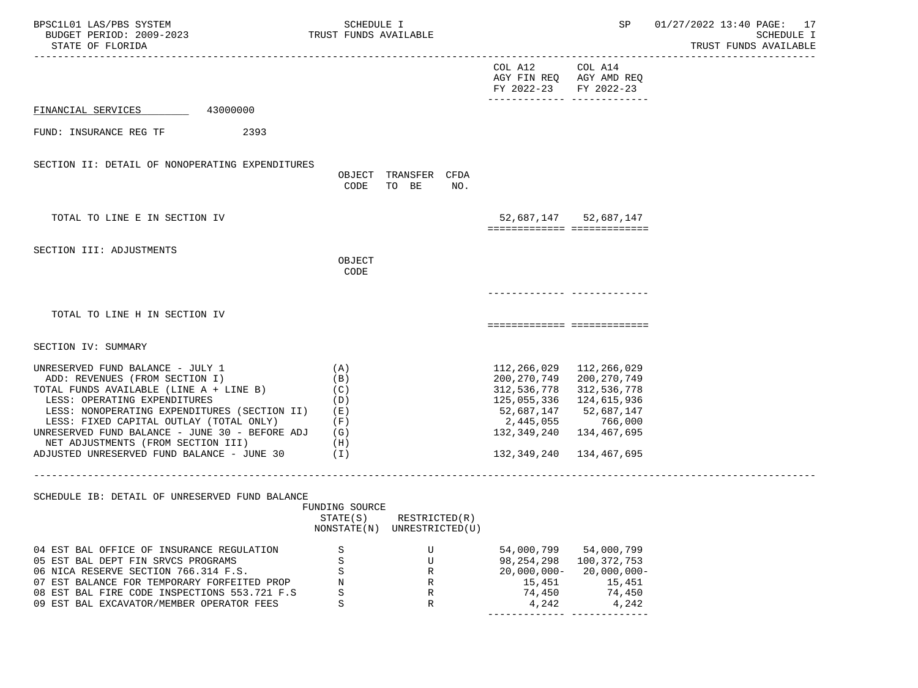FINANCIAL SERVICES 43000000

FUND: INSURANCE REG TF 2393

| | | | | COL A12 AGY FIN REQ FY 2022-23 | COL A14 AGY AMD REQ FY 2022-23 |
|---|---|---|---|---|---|
| **SECTION II: DETAIL OF NONOPERATING EXPENDITURES** | OBJECT CODE | TRANSFER TO BE | CFDA NO. | | |
| TOTAL TO LINE E IN SECTION IV | | | | 52,687,147 | 52,687,147 |

| | OBJECT CODE | COL A12 AGY FIN REQ FY 2022-23 | COL A14 AGY AMD REQ FY 2022-23 |
|---|---|---|---|
| **SECTION III: ADJUSTMENTS** | | | |
| TOTAL TO LINE H IN SECTION IV | | | |

**SECTION IV: SUMMARY**

| | | COL A12 AGY FIN REQ FY 2022-23 | COL A14 AGY AMD REQ FY 2022-23 |
|---|---|---|---|
| UNRESERVED FUND BALANCE - JULY 1 | (A) | 112,266,029 | 112,266,029 |
| ADD: REVENUES (FROM SECTION I) | (B) | 200,270,749 | 200,270,749 |
| TOTAL FUNDS AVAILABLE (LINE A + LINE B) | (C) | 312,536,778 | 312,536,778 |
| LESS: OPERATING EXPENDITURES | (D) | 125,055,336 | 124,615,936 |
| LESS: NONOPERATING EXPENDITURES (SECTION II) | (E) | 52,687,147 | 52,687,147 |
| LESS: FIXED CAPITAL OUTLAY (TOTAL ONLY) | (F) | 2,445,055 | 766,000 |
| UNRESERVED FUND BALANCE - JUNE 30 - BEFORE ADJ | (G) | 132,349,240 | 134,467,695 |
| NET ADJUSTMENTS (FROM SECTION III) | (H) | | |
| ADJUSTED UNRESERVED FUND BALANCE - JUNE 30 | (I) | 132,349,240 | 134,467,695 |

**SCHEDULE IB: DETAIL OF UNRESERVED FUND BALANCE**

| | FUNDING SOURCE STATE(S) NONSTATE(N) | RESTRICTED(R) UNRESTRICTED(U) | COL A12 AGY FIN REQ FY 2022-23 | COL A14 AGY AMD REQ FY 2022-23 |
|---|---|---|---|---|
| 04 EST BAL OFFICE OF INSURANCE REGULATION | S | U | 54,000,799 | 54,000,799 |
| 05 EST BAL DEPT FIN SRVCS PROGRAMS | S | U | 98,254,298 | 100,372,753 |
| 06 NICA RESERVE SECTION 766.314 F.S. | S | R | 20,000,000- | 20,000,000- |
| 07 EST BALANCE FOR TEMPORARY FORFEITED PROP | N | R | 15,451 | 15,451 |
| 08 EST BAL FIRE CODE INSPECTIONS 553.721 F.S | S | R | 74,450 | 74,450 |
| 09 EST BAL EXCAVATOR/MEMBER OPERATOR FEES | S | R | 4,242 | 4,242 |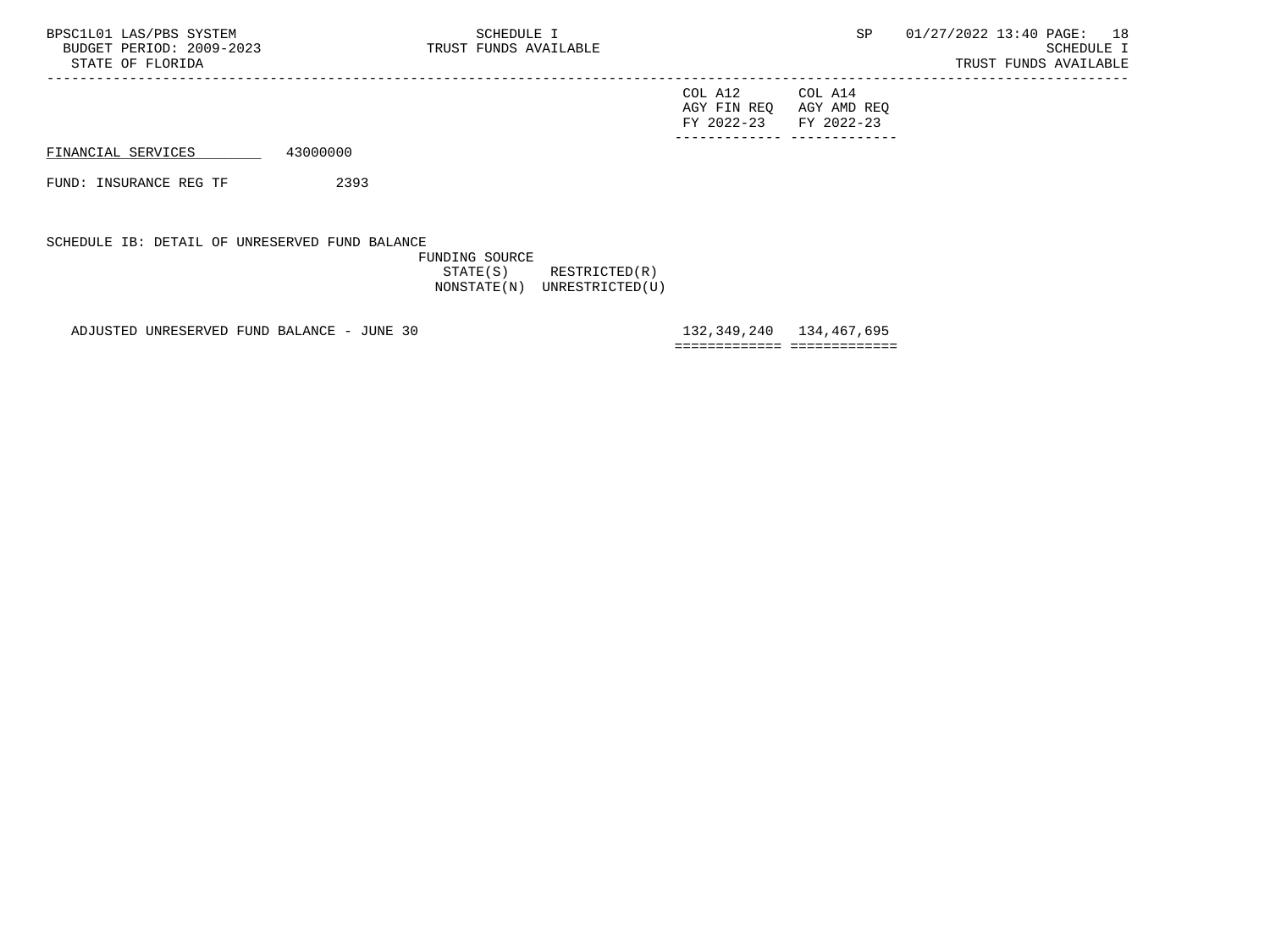FINANCIAL SERVICES 43000000

FUND: INSURANCE REG TF 2393

SCHEDULE IB: DETAIL OF UNRESERVED FUND BALANCE

| | FUNDING SOURCE STATE(S) NONSTATE(N) | RESTRICTED(R) UNRESTRICTED(U) | COL A12 AGY FIN REQ FY 2022-23 | COL A14 AGY AMD REQ FY 2022-23 |
|---|---|---|---|---|
| ADJUSTED UNRESERVED FUND BALANCE - JUNE 30 | | | 132,349,240 | 134,467,695 |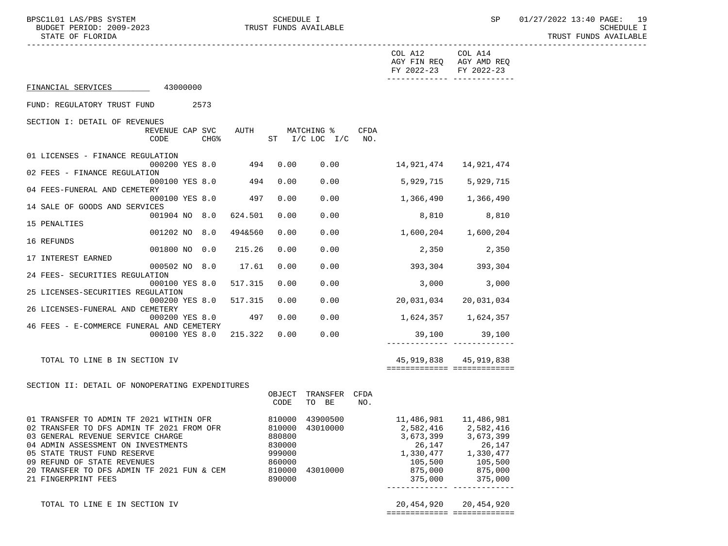SCHEDULE I
TRUST FUNDS AVAILABLE

BUDGET PERIOD: 2009-2023
STATE OF FLORIDA

## FINANCIAL SERVICES 43000000

FUND: REGULATORY TRUST FUND 2573

### SECTION I: DETAIL OF REVENUES

| | REVENUE CODE | CAP | SVC CHG% | AUTH | MATCHING % ST | I/C LOC I/C | CFDA NO. | COL A12 AGY FIN REQ FY 2022-23 | COL A14 AGY AMD REQ FY 2022-23 |
|---|---|---|---|---|---|---|---|---|---|
| 01 LICENSES - FINANCE REGULATION | 000200 | YES | 8.0 | 494 | 0.00 | 0.00 | | 14,921,474 | 14,921,474 |
| 02 FEES - FINANCE REGULATION | 000100 | YES | 8.0 | 494 | 0.00 | 0.00 | | 5,929,715 | 5,929,715 |
| 04 FEES-FUNERAL AND CEMETERY | 000100 | YES | 8.0 | 497 | 0.00 | 0.00 | | 1,366,490 | 1,366,490 |
| 14 SALE OF GOODS AND SERVICES | 001904 | NO | 8.0 | 624.501 | 0.00 | 0.00 | | 8,810 | 8,810 |
| 15 PENALTIES | 001202 | NO | 8.0 | 494&560 | 0.00 | 0.00 | | 1,600,204 | 1,600,204 |
| 16 REFUNDS | 001800 | NO | 0.0 | 215.26 | 0.00 | 0.00 | | 2,350 | 2,350 |
| 17 INTEREST EARNED | 000502 | NO | 8.0 | 17.61 | 0.00 | 0.00 | | 393,304 | 393,304 |
| 24 FEES- SECURITIES REGULATION | 000100 | YES | 8.0 | 517.315 | 0.00 | 0.00 | | 3,000 | 3,000 |
| 25 LICENSES-SECURITIES REGULATION | 000200 | YES | 8.0 | 517.315 | 0.00 | 0.00 | | 20,031,034 | 20,031,034 |
| 26 LICENSES-FUNERAL AND CEMETERY | 000200 | YES | 8.0 | 497 | 0.00 | 0.00 | | 1,624,357 | 1,624,357 |
| 46 FEES - E-COMMERCE FUNERAL AND CEMETERY | 000100 | YES | 8.0 | 215.322 | 0.00 | 0.00 | | 39,100 | 39,100 |
| TOTAL TO LINE B IN SECTION IV | | | | | | | | 45,919,838 | 45,919,838 |

### SECTION II: DETAIL OF NONOPERATING EXPENDITURES

| | OBJECT CODE | TRANSFER TO BE | CFDA NO. | COL A12 AGY FIN REQ FY 2022-23 | COL A14 AGY AMD REQ FY 2022-23 |
|---|---|---|---|---|---|
| 01 TRANSFER TO ADMIN TF 2021 WITHIN OFR | 810000 | 43900500 | | 11,486,981 | 11,486,981 |
| 02 TRANSFER TO DFS ADMIN TF 2021 FROM OFR | 810000 | 43010000 | | 2,582,416 | 2,582,416 |
| 03 GENERAL REVENUE SERVICE CHARGE | 880800 | | | 3,673,399 | 3,673,399 |
| 04 ADMIN ASSESSMENT ON INVESTMENTS | 830000 | | | 26,147 | 26,147 |
| 05 STATE TRUST FUND RESERVE | 999000 | | | 1,330,477 | 1,330,477 |
| 09 REFUND OF STATE REVENUES | 860000 | | | 105,500 | 105,500 |
| 20 TRANSFER TO DFS ADMIN TF 2021 FUN & CEM | 810000 | 43010000 | | 875,000 | 875,000 |
| 21 FINGERPRINT FEES | 890000 | | | 375,000 | 375,000 |
| TOTAL TO LINE E IN SECTION IV | | | | 20,454,920 | 20,454,920 |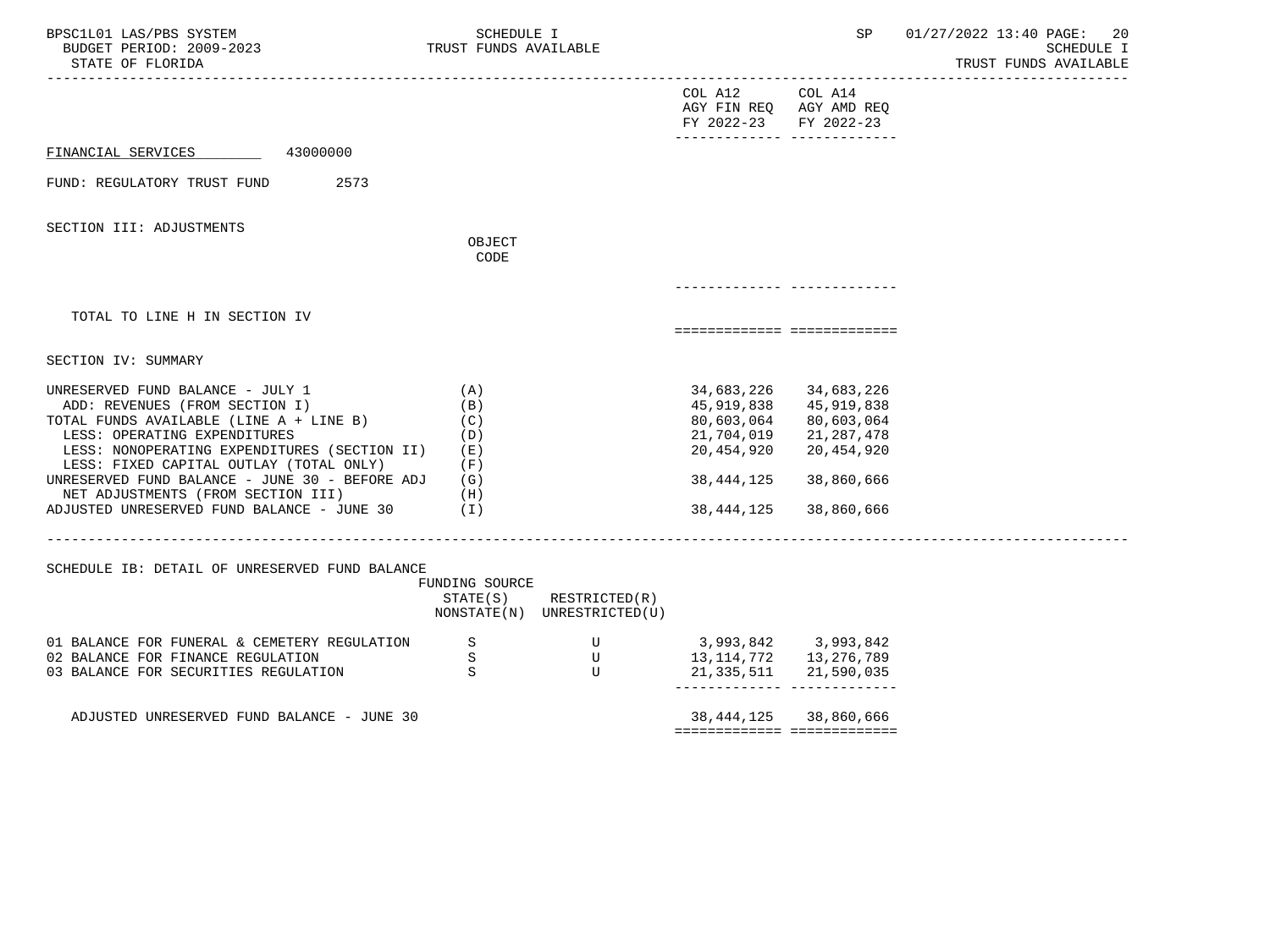FINANCIAL SERVICES 43000000

FUND: REGULATORY TRUST FUND 2573

SECTION III: ADJUSTMENTS

| | OBJECT CODE | COL A12 AGY FIN REQ FY 2022-23 | COL A14 AGY AMD REQ FY 2022-23 |
|---|---|---|---|
| TOTAL TO LINE H IN SECTION IV | | | |

SECTION IV: SUMMARY

| | | COL A12 AGY FIN REQ FY 2022-23 | COL A14 AGY AMD REQ FY 2022-23 |
|---|---|---|---|
| UNRESERVED FUND BALANCE - JULY 1 | (A) | 34,683,226 | 34,683,226 |
| ADD: REVENUES (FROM SECTION I) | (B) | 45,919,838 | 45,919,838 |
| TOTAL FUNDS AVAILABLE (LINE A + LINE B) | (C) | 80,603,064 | 80,603,064 |
| LESS: OPERATING EXPENDITURES | (D) | 21,704,019 | 21,287,478 |
| LESS: NONOPERATING EXPENDITURES (SECTION II) | (E) | 20,454,920 | 20,454,920 |
| LESS: FIXED CAPITAL OUTLAY (TOTAL ONLY) | (F) | | |
| UNRESERVED FUND BALANCE - JUNE 30 - BEFORE ADJ | (G) | 38,444,125 | 38,860,666 |
| NET ADJUSTMENTS (FROM SECTION III) | (H) | | |
| ADJUSTED UNRESERVED FUND BALANCE - JUNE 30 | (I) | 38,444,125 | 38,860,666 |

SCHEDULE IB: DETAIL OF UNRESERVED FUND BALANCE

| | FUNDING SOURCE STATE(S) NONSTATE(N) | RESTRICTED(R) UNRESTRICTED(U) | COL A12 AGY FIN REQ FY 2022-23 | COL A14 AGY AMD REQ FY 2022-23 |
|---|---|---|---|---|
| 01 BALANCE FOR FUNERAL & CEMETERY REGULATION | S | U | 3,993,842 | 3,993,842 |
| 02 BALANCE FOR FINANCE REGULATION | S | U | 13,114,772 | 13,276,789 |
| 03 BALANCE FOR SECURITIES REGULATION | S | U | 21,335,511 | 21,590,035 |
| ADJUSTED UNRESERVED FUND BALANCE - JUNE 30 | | | 38,444,125 | 38,860,666 |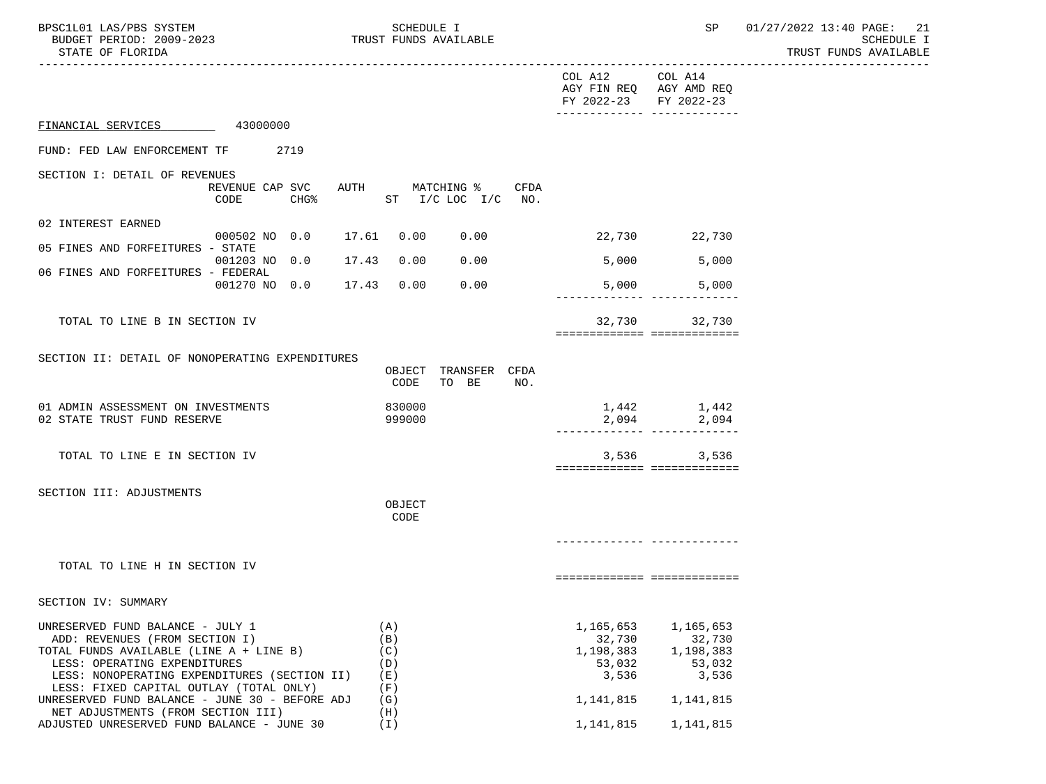COL A12 AGY FIN REQ FY 2022-23 | COL A14 AGY AMD REQ FY 2022-23

FINANCIAL SERVICES 43000000

FUND: FED LAW ENFORCEMENT TF 2719

SECTION I: DETAIL OF REVENUES

| | REVENUE CODE | CAP CHG% | SVC | AUTH ST | MATCHING % I/C LOC | I/C | CFDA NO. | COL A12 AGY FIN REQ FY 2022-23 | COL A14 AGY AMD REQ FY 2022-23 |
|---|---|---|---|---|---|---|---|---|---|
| 02 INTEREST EARNED | 000502 | NO | 0.0 | 17.61 | 0.00 | 0.00 | | 22,730 | 22,730 |
| 05 FINES AND FORFEITURES - STATE | 001203 | NO | 0.0 | 17.43 | 0.00 | 0.00 | | 5,000 | 5,000 |
| 06 FINES AND FORFEITURES - FEDERAL | 001270 | NO | 0.0 | 17.43 | 0.00 | 0.00 | | 5,000 | 5,000 |
| TOTAL TO LINE B IN SECTION IV | | | | | | | | 32,730 | 32,730 |

SECTION II: DETAIL OF NONOPERATING EXPENDITURES

| | OBJECT CODE | TRANSFER TO BE | CFDA NO. | COL A12 AGY FIN REQ FY 2022-23 | COL A14 AGY AMD REQ FY 2022-23 |
|---|---|---|---|---|---|
| 01 ADMIN ASSESSMENT ON INVESTMENTS | 830000 | | | 1,442 | 1,442 |
| 02 STATE TRUST FUND RESERVE | 999000 | | | 2,094 | 2,094 |
| TOTAL TO LINE E IN SECTION IV | | | | 3,536 | 3,536 |

SECTION III: ADJUSTMENTS

| | OBJECT CODE | COL A12 AGY FIN REQ FY 2022-23 | COL A14 AGY AMD REQ FY 2022-23 |
|---|---|---|---|
| TOTAL TO LINE H IN SECTION IV | | | |

SECTION IV: SUMMARY

| | | COL A12 AGY FIN REQ FY 2022-23 | COL A14 AGY AMD REQ FY 2022-23 |
|---|---|---|---|
| UNRESERVED FUND BALANCE - JULY 1 | (A) | 1,165,653 | 1,165,653 |
| ADD: REVENUES (FROM SECTION I) | (B) | 32,730 | 32,730 |
| TOTAL FUNDS AVAILABLE (LINE A + LINE B) | (C) | 1,198,383 | 1,198,383 |
| LESS: OPERATING EXPENDITURES | (D) | 53,032 | 53,032 |
| LESS: NONOPERATING EXPENDITURES (SECTION II) | (E) | 3,536 | 3,536 |
| LESS: FIXED CAPITAL OUTLAY (TOTAL ONLY) | (F) | | |
| UNRESERVED FUND BALANCE - JUNE 30 - BEFORE ADJ | (G) | 1,141,815 | 1,141,815 |
| NET ADJUSTMENTS (FROM SECTION III) | (H) | | |
| ADJUSTED UNRESERVED FUND BALANCE - JUNE 30 | (I) | 1,141,815 | 1,141,815 |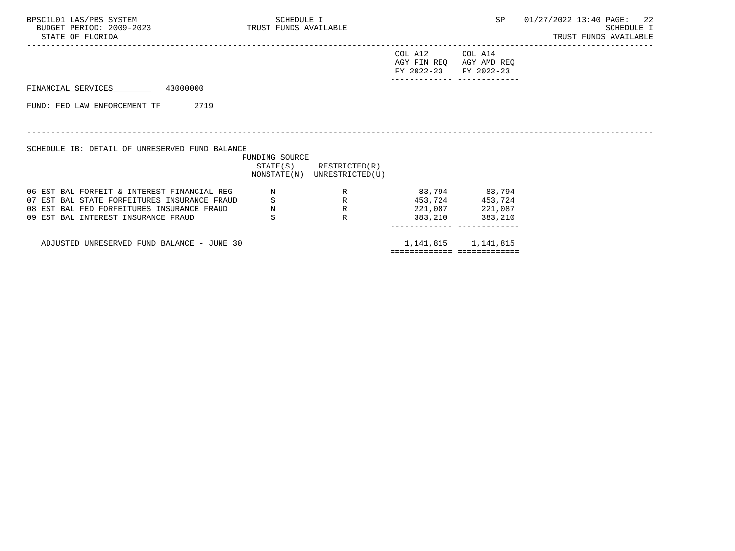FINANCIAL SERVICES 43000000

FUND: FED LAW ENFORCEMENT TF 2719

SCHEDULE IB: DETAIL OF UNRESERVED FUND BALANCE

| | FUNDING SOURCE STATE(S) NONSTATE(N) | RESTRICTED(R) UNRESTRICTED(U) | COL A12 AGY FIN REQ FY 2022-23 | COL A14 AGY AMD REQ FY 2022-23 |
|---|---|---|---|---|
| 06 EST BAL FORFEIT & INTEREST FINANCIAL REG | N | R | 83,794 | 83,794 |
| 07 EST BAL STATE FORFEITURES INSURANCE FRAUD | S | R | 453,724 | 453,724 |
| 08 EST BAL FED FORFEITURES INSURANCE FRAUD | N | R | 221,087 | 221,087 |
| 09 EST BAL INTEREST INSURANCE FRAUD | S | R | 383,210 | 383,210 |
| ADJUSTED UNRESERVED FUND BALANCE - JUNE 30 | | | 1,141,815 | 1,141,815 |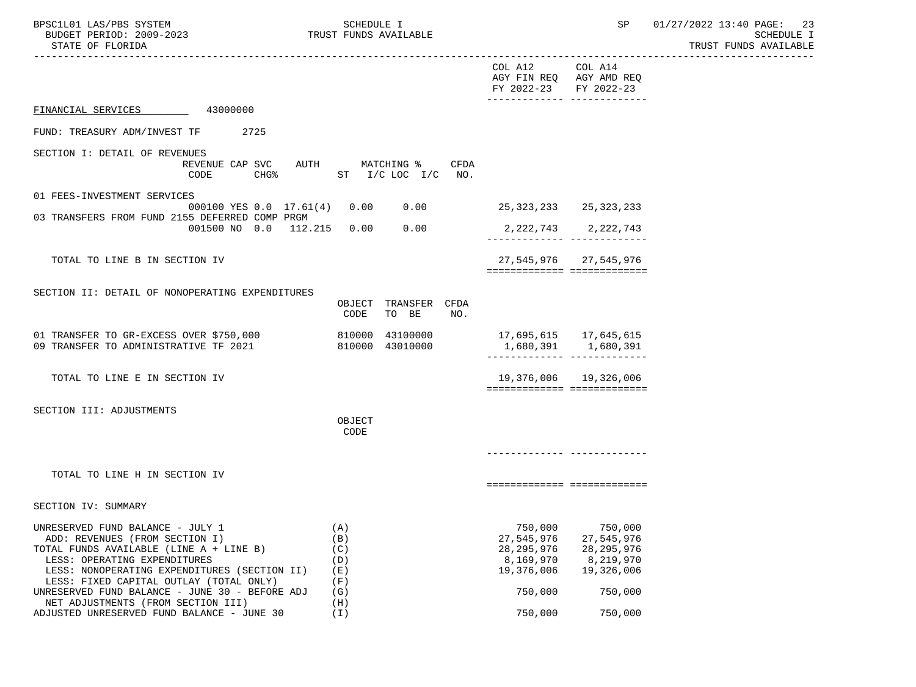|  | COL A12 AGY FIN REQ FY 2022-23 | COL A14 AGY AMD REQ FY 2022-23 |
|---|---|---|

FINANCIAL SERVICES 43000000

FUND: TREASURY ADM/INVEST TF 2725

SECTION I: DETAIL OF REVENUES

| | REVENUE CODE | CAP SVC CHG% | AUTH | MATCHING % ST | I/C LOC I/C | CFDA NO. | COL A12 | COL A14 |
|---|---|---|---|---|---|---|---|---|
| 01 FEES-INVESTMENT SERVICES | 000100 | YES 0.0 | 17.61(4) | 0.00 | 0.00 | | 25,323,233 | 25,323,233 |
| 03 TRANSFERS FROM FUND 2155 DEFERRED COMP PRGM | 001500 | NO 0.0 | 112.215 | 0.00 | 0.00 | | 2,222,743 | 2,222,743 |
| TOTAL TO LINE B IN SECTION IV | | | | | | | 27,545,976 | 27,545,976 |

SECTION II: DETAIL OF NONOPERATING EXPENDITURES

| | OBJECT CODE | TRANSFER TO BE | CFDA NO. | COL A12 | COL A14 |
|---|---|---|---|---|---|
| 01 TRANSFER TO GR-EXCESS OVER $750,000 | 810000 | 43100000 | | 17,695,615 | 17,645,615 |
| 09 TRANSFER TO ADMINISTRATIVE TF 2021 | 810000 | 43010000 | | 1,680,391 | 1,680,391 |
| TOTAL TO LINE E IN SECTION IV | | | | 19,376,006 | 19,326,006 |

SECTION III: ADJUSTMENTS

| | OBJECT CODE | COL A12 | COL A14 |
|---|---|---|---|
| TOTAL TO LINE H IN SECTION IV | | | |

SECTION IV: SUMMARY

| | | COL A12 | COL A14 |
|---|---|---|---|
| UNRESERVED FUND BALANCE - JULY 1 | (A) | 750,000 | 750,000 |
| ADD: REVENUES (FROM SECTION I) | (B) | 27,545,976 | 27,545,976 |
| TOTAL FUNDS AVAILABLE (LINE A + LINE B) | (C) | 28,295,976 | 28,295,976 |
| LESS: OPERATING EXPENDITURES | (D) | 8,169,970 | 8,219,970 |
| LESS: NONOPERATING EXPENDITURES (SECTION II) | (E) | 19,376,006 | 19,326,006 |
| LESS: FIXED CAPITAL OUTLAY (TOTAL ONLY) | (F) | | |
| UNRESERVED FUND BALANCE - JUNE 30 - BEFORE ADJ | (G) | 750,000 | 750,000 |
| NET ADJUSTMENTS (FROM SECTION III) | (H) | | |
| ADJUSTED UNRESERVED FUND BALANCE - JUNE 30 | (I) | 750,000 | 750,000 |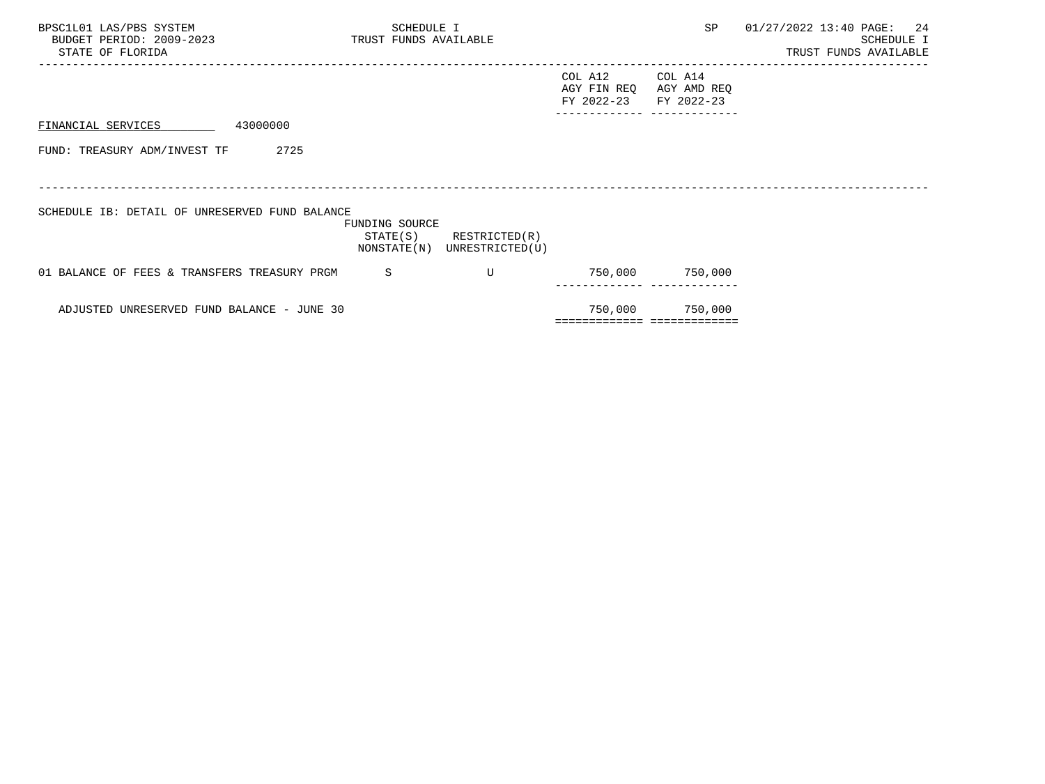FINANCIAL SERVICES 43000000

FUND: TREASURY ADM/INVEST TF 2725

SCHEDULE IB: DETAIL OF UNRESERVED FUND BALANCE

| | FUNDING SOURCE STATE(S) NONSTATE(N) | RESTRICTED(R) UNRESTRICTED(U) | COL A12 AGY FIN REQ FY 2022-23 | COL A14 AGY AMD REQ FY 2022-23 |
|---|---|---|---|---|
| 01 BALANCE OF FEES & TRANSFERS TREASURY PRGM | S | U | 750,000 | 750,000 |
| ADJUSTED UNRESERVED FUND BALANCE - JUNE 30 | | | 750,000 | 750,000 |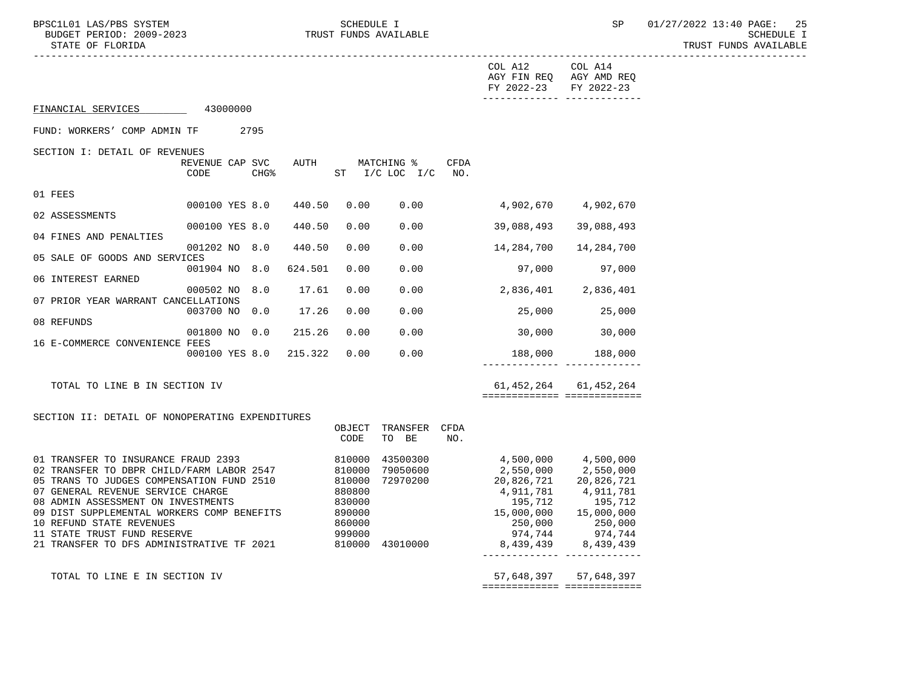COL A12 AGY FIN REQ FY 2022-23 | COL A14 AGY AMD REQ FY 2022-23

FINANCIAL SERVICES 43000000

FUND: WORKERS' COMP ADMIN TF 2795

SECTION I: DETAIL OF REVENUES

| | REVENUE CODE | CAP SVC CHG% | AUTH | MATCHING % ST | I/C LOC I/C | CFDA NO. | COL A12 AGY FIN REQ FY 2022-23 | COL A14 AGY AMD REQ FY 2022-23 |
|---|---|---|---|---|---|---|---|---|
| 01 FEES | 000100 | YES 8.0 | 440.50 | 0.00 | 0.00 | | 4,902,670 | 4,902,670 |
| 02 ASSESSMENTS | 000100 | YES 8.0 | 440.50 | 0.00 | 0.00 | | 39,088,493 | 39,088,493 |
| 04 FINES AND PENALTIES | 001202 | NO 8.0 | 440.50 | 0.00 | 0.00 | | 14,284,700 | 14,284,700 |
| 05 SALE OF GOODS AND SERVICES | 001904 | NO 8.0 | 624.501 | 0.00 | 0.00 | | 97,000 | 97,000 |
| 06 INTEREST EARNED | 000502 | NO 8.0 | 17.61 | 0.00 | 0.00 | | 2,836,401 | 2,836,401 |
| 07 PRIOR YEAR WARRANT CANCELLATIONS | 003700 | NO 0.0 | 17.26 | 0.00 | 0.00 | | 25,000 | 25,000 |
| 08 REFUNDS | 001800 | NO 0.0 | 215.26 | 0.00 | 0.00 | | 30,000 | 30,000 |
| 16 E-COMMERCE CONVENIENCE FEES | 000100 | YES 8.0 | 215.322 | 0.00 | 0.00 | | 188,000 | 188,000 |
| TOTAL TO LINE B IN SECTION IV | | | | | | | 61,452,264 | 61,452,264 |

SECTION II: DETAIL OF NONOPERATING EXPENDITURES

| | OBJECT CODE | TRANSFER TO BE | CFDA NO. | COL A12 AGY FIN REQ FY 2022-23 | COL A14 AGY AMD REQ FY 2022-23 |
|---|---|---|---|---|---|
| 01 TRANSFER TO INSURANCE FRAUD 2393 | 810000 | 43500300 | | 4,500,000 | 4,500,000 |
| 02 TRANSFER TO DBPR CHILD/FARM LABOR 2547 | 810000 | 79050600 | | 2,550,000 | 2,550,000 |
| 05 TRANS TO JUDGES COMPENSATION FUND 2510 | 810000 | 72970200 | | 20,826,721 | 20,826,721 |
| 07 GENERAL REVENUE SERVICE CHARGE | 880800 | | | 4,911,781 | 4,911,781 |
| 08 ADMIN ASSESSMENT ON INVESTMENTS | 830000 | | | 195,712 | 195,712 |
| 09 DIST SUPPLEMENTAL WORKERS COMP BENEFITS | 890000 | | | 15,000,000 | 15,000,000 |
| 10 REFUND STATE REVENUES | 860000 | | | 250,000 | 250,000 |
| 11 STATE TRUST FUND RESERVE | 999000 | | | 974,744 | 974,744 |
| 21 TRANSFER TO DFS ADMINISTRATIVE TF 2021 | 810000 | 43010000 | | 8,439,439 | 8,439,439 |
| TOTAL TO LINE E IN SECTION IV | | | | 57,648,397 | 57,648,397 |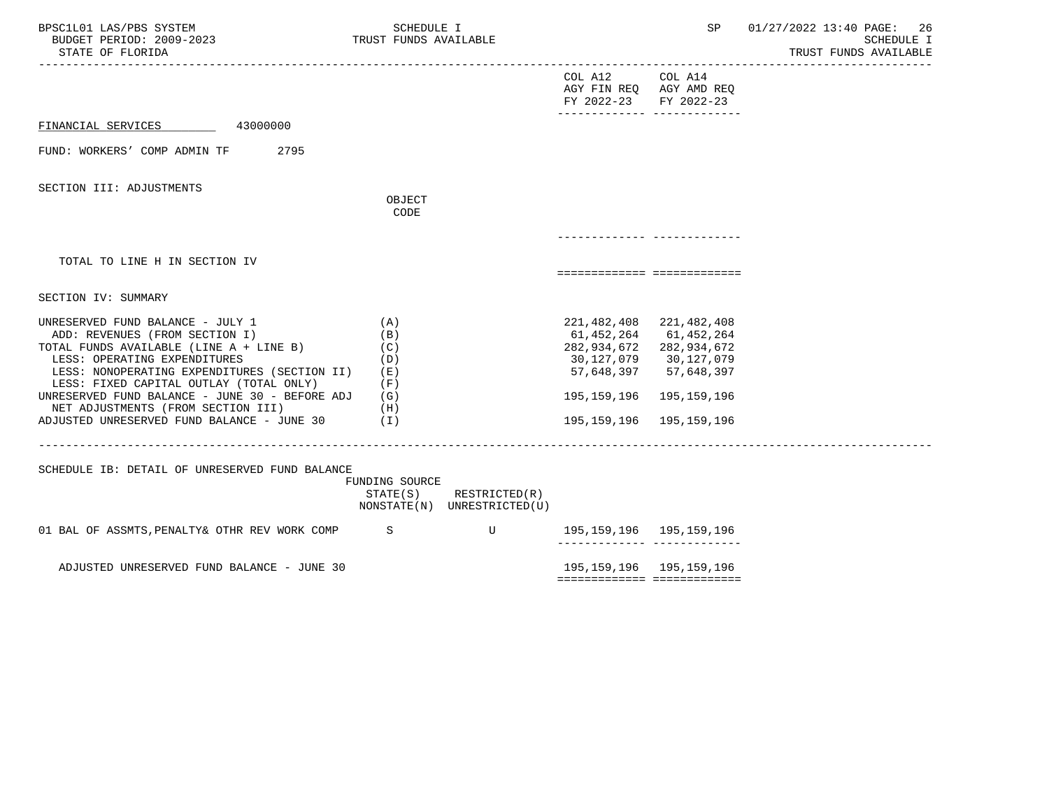FINANCIAL SERVICES 43000000

FUND: WORKERS' COMP ADMIN TF 2795

SECTION III: ADJUSTMENTS

| | OBJECT CODE | COL A12 AGY FIN REQ FY 2022-23 | COL A14 AGY AMD REQ FY 2022-23 |
|---|---|---|---|
| TOTAL TO LINE H IN SECTION IV | | | |

SECTION IV: SUMMARY

| | | COL A12 AGY FIN REQ FY 2022-23 | COL A14 AGY AMD REQ FY 2022-23 |
|---|---|---|---|
| UNRESERVED FUND BALANCE - JULY 1 | (A) | 221,482,408 | 221,482,408 |
| ADD: REVENUES (FROM SECTION I) | (B) | 61,452,264 | 61,452,264 |
| TOTAL FUNDS AVAILABLE (LINE A + LINE B) | (C) | 282,934,672 | 282,934,672 |
| LESS: OPERATING EXPENDITURES | (D) | 30,127,079 | 30,127,079 |
| LESS: NONOPERATING EXPENDITURES (SECTION II) | (E) | 57,648,397 | 57,648,397 |
| LESS: FIXED CAPITAL OUTLAY (TOTAL ONLY) | (F) | | |
| UNRESERVED FUND BALANCE - JUNE 30 - BEFORE ADJ | (G) | 195,159,196 | 195,159,196 |
| NET ADJUSTMENTS (FROM SECTION III) | (H) | | |
| ADJUSTED UNRESERVED FUND BALANCE - JUNE 30 | (I) | 195,159,196 | 195,159,196 |

SCHEDULE IB: DETAIL OF UNRESERVED FUND BALANCE

| | FUNDING SOURCE STATE(S) NONSTATE(N) | RESTRICTED(R) UNRESTRICTED(U) | COL A12 AGY FIN REQ FY 2022-23 | COL A14 AGY AMD REQ FY 2022-23 |
|---|---|---|---|---|
| 01 BAL OF ASSMTS,PENALTY& OTHR REV WORK COMP | S | U | 195,159,196 | 195,159,196 |
| ADJUSTED UNRESERVED FUND BALANCE - JUNE 30 | | | 195,159,196 | 195,159,196 |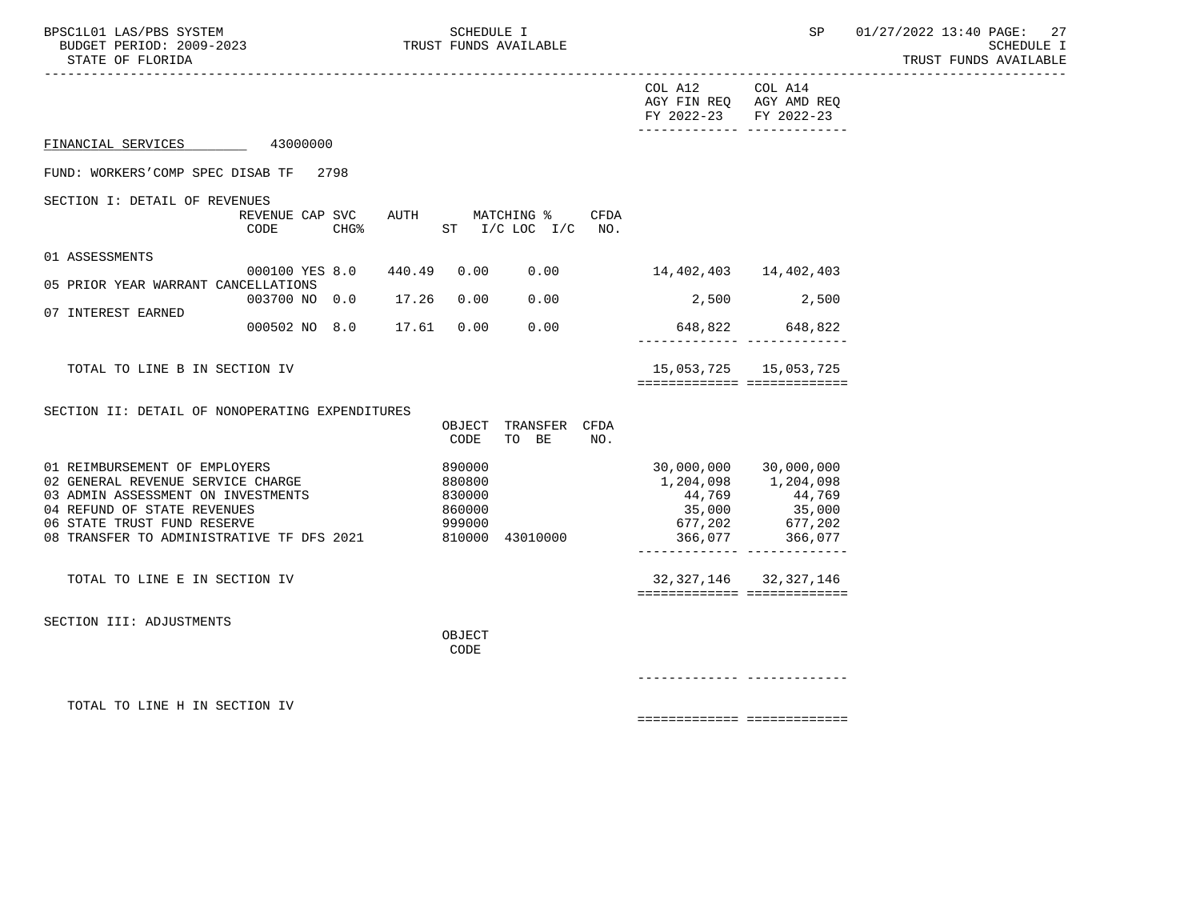COL A12 AGY FIN REQ FY 2022-23 | COL A14 AGY AMD REQ FY 2022-23

FINANCIAL SERVICES 43000000

FUND: WORKERS'COMP SPEC DISAB TF 2798

SECTION I: DETAIL OF REVENUES

| | REVENUE CODE | CAP SVC CHG% | AUTH ST | MATCHING % I/C LOC | I/C | CFDA NO. | COL A12 AGY FIN REQ FY 2022-23 | COL A14 AGY AMD REQ FY 2022-23 |
|---|---|---|---|---|---|---|---|---|
| 01 ASSESSMENTS | 000100 | YES 8.0 | 440.49 | 0.00 | 0.00 | | 14,402,403 | 14,402,403 |
| 05 PRIOR YEAR WARRANT CANCELLATIONS | 003700 | NO 0.0 | 17.26 | 0.00 | 0.00 | | 2,500 | 2,500 |
| 07 INTEREST EARNED | 000502 | NO 8.0 | 17.61 | 0.00 | 0.00 | | 648,822 | 648,822 |
| TOTAL TO LINE B IN SECTION IV | | | | | | | 15,053,725 | 15,053,725 |

SECTION II: DETAIL OF NONOPERATING EXPENDITURES

| | OBJECT CODE | TRANSFER TO BE | CFDA NO. | COL A12 AGY FIN REQ FY 2022-23 | COL A14 AGY AMD REQ FY 2022-23 |
|---|---|---|---|---|---|
| 01 REIMBURSEMENT OF EMPLOYERS | 890000 | | | 30,000,000 | 30,000,000 |
| 02 GENERAL REVENUE SERVICE CHARGE | 880800 | | | 1,204,098 | 1,204,098 |
| 03 ADMIN ASSESSMENT ON INVESTMENTS | 830000 | | | 44,769 | 44,769 |
| 04 REFUND OF STATE REVENUES | 860000 | | | 35,000 | 35,000 |
| 06 STATE TRUST FUND RESERVE | 999000 | | | 677,202 | 677,202 |
| 08 TRANSFER TO ADMINISTRATIVE TF DFS 2021 | 810000 | 43010000 | | 366,077 | 366,077 |
| TOTAL TO LINE E IN SECTION IV | | | | 32,327,146 | 32,327,146 |

SECTION III: ADJUSTMENTS

| | OBJECT CODE | COL A12 AGY FIN REQ FY 2022-23 | COL A14 AGY AMD REQ FY 2022-23 |
|---|---|---|---|
| TOTAL TO LINE H IN SECTION IV | | | |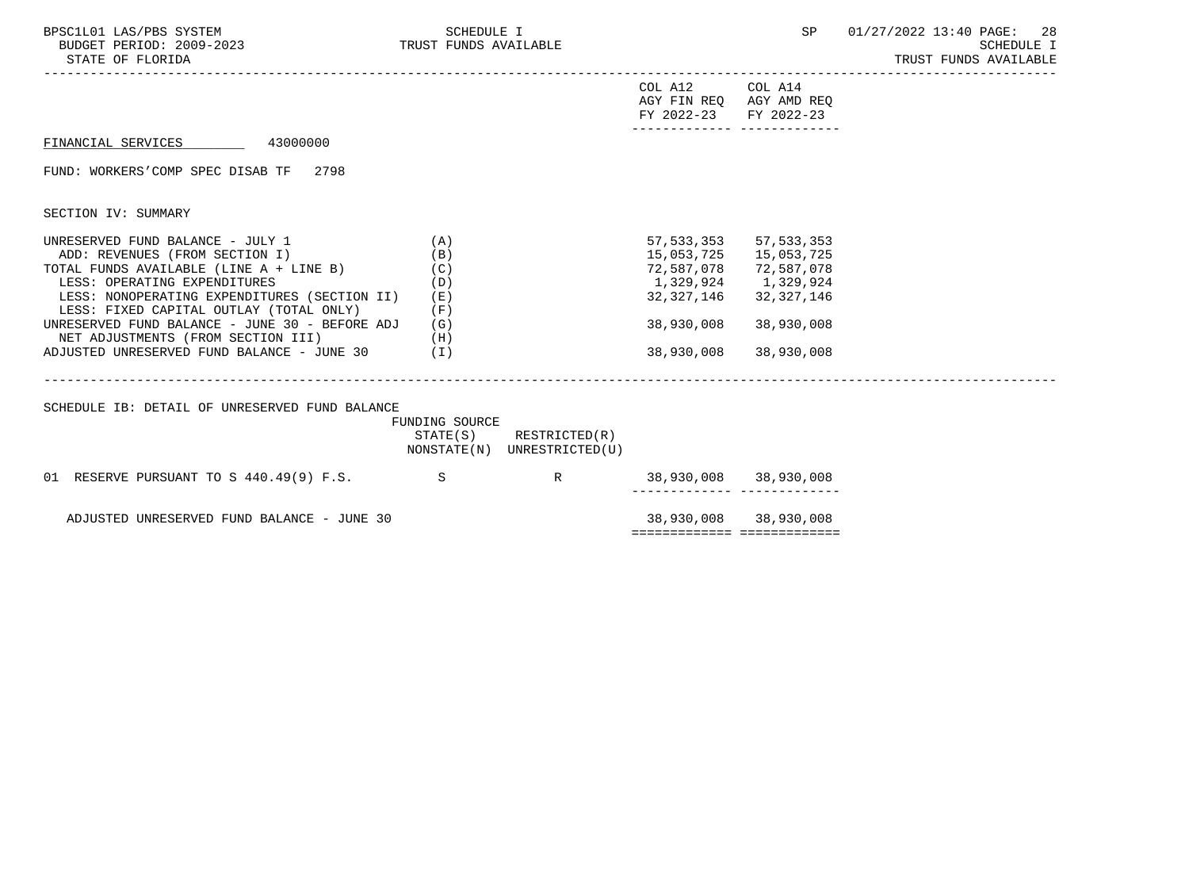| | | COL A12 AGY FIN REQ FY 2022-23 | COL A14 AGY AMD REQ FY 2022-23 |
|---|---|---|---|

FINANCIAL SERVICES 43000000

FUND: WORKERS'COMP SPEC DISAB TF 2798

SECTION IV: SUMMARY

| | | COL A12 AGY FIN REQ FY 2022-23 | COL A14 AGY AMD REQ FY 2022-23 |
|---|---|---|---|
| UNRESERVED FUND BALANCE - JULY 1 | (A) | 57,533,353 | 57,533,353 |
| ADD: REVENUES (FROM SECTION I) | (B) | 15,053,725 | 15,053,725 |
| TOTAL FUNDS AVAILABLE (LINE A + LINE B) | (C) | 72,587,078 | 72,587,078 |
| LESS: OPERATING EXPENDITURES | (D) | 1,329,924 | 1,329,924 |
| LESS: NONOPERATING EXPENDITURES (SECTION II) | (E) | 32,327,146 | 32,327,146 |
| LESS: FIXED CAPITAL OUTLAY (TOTAL ONLY) | (F) | | |
| UNRESERVED FUND BALANCE - JUNE 30 - BEFORE ADJ | (G) | 38,930,008 | 38,930,008 |
| NET ADJUSTMENTS (FROM SECTION III) | (H) | | |
| ADJUSTED UNRESERVED FUND BALANCE - JUNE 30 | (I) | 38,930,008 | 38,930,008 |

SCHEDULE IB: DETAIL OF UNRESERVED FUND BALANCE

| | FUNDING SOURCE STATE(S) NONSTATE(N) | RESTRICTED(R) UNRESTRICTED(U) | COL A12 | COL A14 |
|---|---|---|---|---|
| 01 RESERVE PURSUANT TO S 440.49(9) F.S. | S | R | 38,930,008 | 38,930,008 |
| ADJUSTED UNRESERVED FUND BALANCE - JUNE 30 | | | 38,930,008 | 38,930,008 |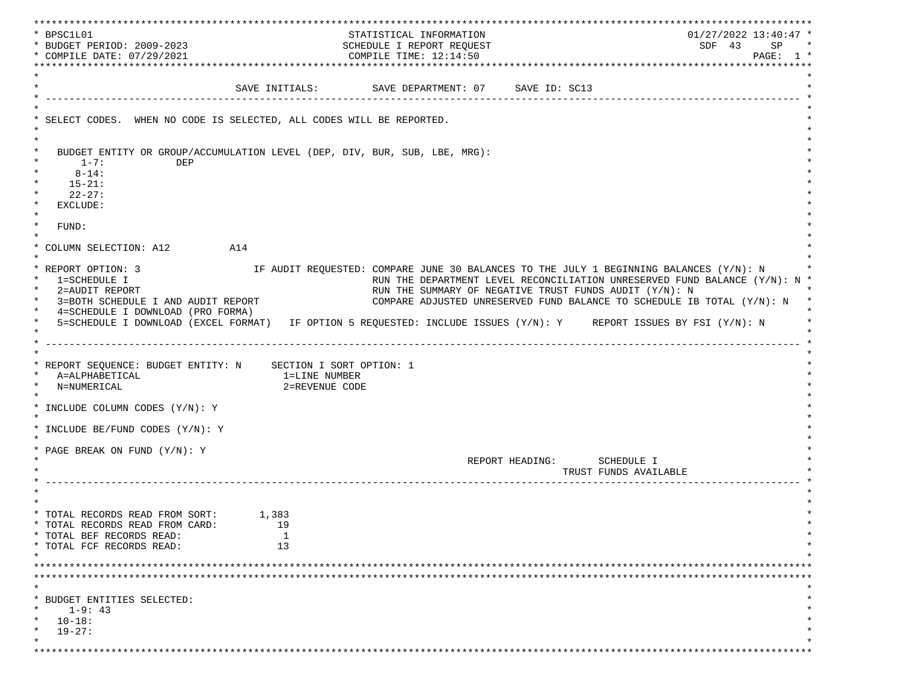```
BPSC1L01                                   STATISTICAL INFORMATION                                01/27/2022 13:40:47
BUDGET PERIOD: 2009-2023                   SCHEDULE I REPORT REQUEST                                 SDF 43     SP
COMPILE DATE: 07/29/2021                   COMPILE TIME: 12:14:50                                            PAGE:  1

                          SAVE INITIALS:         SAVE DEPARTMENT: 07     SAVE ID: SC13
---------------------------------------------------------------------------------------------------------------------

SELECT CODES.  WHEN NO CODE IS SELECTED, ALL CODES WILL BE REPORTED.

  BUDGET ENTITY OR GROUP/ACCUMULATION LEVEL (DEP, DIV, BUR, SUB, LBE, MRG):
     1-7:           DEP
     8-14:
    15-21:
    22-27:
  EXCLUDE:

  FUND:

COLUMN SELECTION: A12          A14

REPORT OPTION: 3                   IF AUDIT REQUESTED: COMPARE JUNE 30 BALANCES TO THE JULY 1 BEGINNING BALANCES (Y/N): N
  1=SCHEDULE I                                         RUN THE DEPARTMENT LEVEL RECONCILIATION UNRESERVED FUND BALANCE (Y/N): N
  2=AUDIT REPORT                                       RUN THE SUMMARY OF NEGATIVE TRUST FUNDS AUDIT (Y/N): N
  3=BOTH SCHEDULE I AND AUDIT REPORT                   COMPARE ADJUSTED UNRESERVED FUND BALANCE TO SCHEDULE IB TOTAL (Y/N): N
  4=SCHEDULE I DOWNLOAD (PRO FORMA)
  5=SCHEDULE I DOWNLOAD (EXCEL FORMAT)   IF OPTION 5 REQUESTED: INCLUDE ISSUES (Y/N): Y     REPORT ISSUES BY FSI (Y/N): N
---------------------------------------------------------------------------------------------------------------------

REPORT SEQUENCE: BUDGET ENTITY: N     SECTION I SORT OPTION: 1
  A=ALPHABETICAL                        1=LINE NUMBER
  N=NUMERICAL                           2=REVENUE CODE

INCLUDE COLUMN CODES (Y/N): Y

INCLUDE BE/FUND CODES (Y/N): Y

PAGE BREAK ON FUND (Y/N): Y
                                                                   REPORT HEADING:       SCHEDULE I
                                                                                    TRUST FUNDS AVAILABLE
---------------------------------------------------------------------------------------------------------------------

TOTAL RECORDS READ FROM SORT:       1,383
TOTAL RECORDS READ FROM CARD:          19
TOTAL BEF RECORDS READ:                 1
TOTAL FCF RECORDS READ:                13

BUDGET ENTITIES SELECTED:
    1-9: 43
   10-18:
   19-27:
```